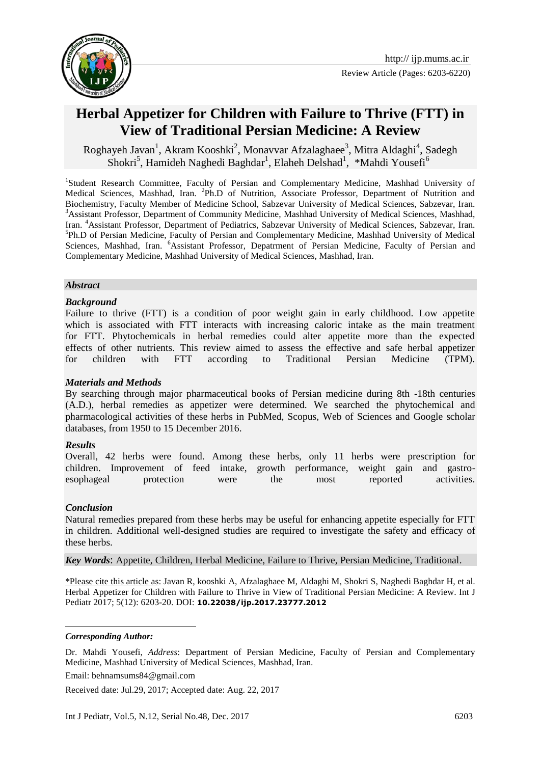# Herbal Appetizer for Children with Failure to Thrive (FTT) in View of Traditional Persian Medicine: A Review

Roghayeh Javan[1], Akram Kooshki[2], Monavvar Afzalaghaee[3], Mitra Aldaghi[4], Sadegh Shokri[5], Hamideh Naghedi Baghdar[1], Elaheh Delshad[1], *Mahdi Yousefi[6]

[1]Student Research Committee, Faculty of Persian and Complementary Medicine, Mashhad University of Medical Sciences, Mashhad, Iran. [2]Ph.D of Nutrition, Associate Professor, Department of Nutrition and Biochemistry, Faculty Member of Medicine School, Sabzevar University of Medical Sciences, Sabzevar, Iran. [3]Assistant Professor, Department of Community Medicine, Mashhad University of Medical Sciences, Mashhad, Iran. [4]Assistant Professor, Department of Pediatrics, Sabzevar University of Medical Sciences, Sabzevar, Iran. [5]Ph.D of Persian Medicine, Faculty of Persian and Complementary Medicine, Mashhad University of Medical Sciences, Mashhad, Iran. [6]Assistant Professor, Depatrment of Persian Medicine, Faculty of Persian and Complementary Medicine, Mashhad University of Medical Sciences, Mashhad, Iran.

## *Abstract*

### *Background*

Failure to thrive (FTT) is a condition of poor weight gain in early childhood. Low appetite which is associated with FTT interacts with increasing caloric intake as the main treatment for FTT. Phytochemicals in herbal remedies could alter appetite more than the expected effects of other nutrients. This review aimed to assess the effective and safe herbal appetizer for children with FTT according to Traditional Persian Medicine (TPM).

### *Materials and Methods*

By searching through major pharmaceutical books of Persian medicine during 8th -18th centuries (A.D.), herbal remedies as appetizer were determined. We searched the phytochemical and pharmacological activities of these herbs in PubMed, Scopus, Web of Sciences and Google scholar databases, from 1950 to 15 December 2016.

### *Results*

Overall, 42 herbs were found. Among these herbs, only 11 herbs were prescription for children. Improvement of feed intake, growth performance, weight gain and gastro-esophageal protection were the most reported activities.

### *Conclusion*

Natural remedies prepared from these herbs may be useful for enhancing appetite especially for FTT in children. Additional well-designed studies are required to investigate the safety and efficacy of these herbs.

*Key Words*: Appetite, Children, Herbal Medicine, Failure to Thrive, Persian Medicine, Traditional.

*Please cite this article as: Javan R, kooshki A, Afzalaghaee M, Aldaghi M, Shokri S, Naghedi Baghdar H, et al. Herbal Appetizer for Children with Failure to Thrive in View of Traditional Persian Medicine: A Review. Int J Pediatr 2017; 5(12): 6203-20. DOI: **10.22038/ijp.2017.23777.2012**

---

***Corresponding Author:***

Dr. Mahdi Yousefi, *Address*: Department of Persian Medicine, Faculty of Persian and Complementary Medicine, Mashhad University of Medical Sciences, Mashhad, Iran.

Email: behnamsums84@gmail.com

Received date: Jul.29, 2017; Accepted date: Aug. 22, 2017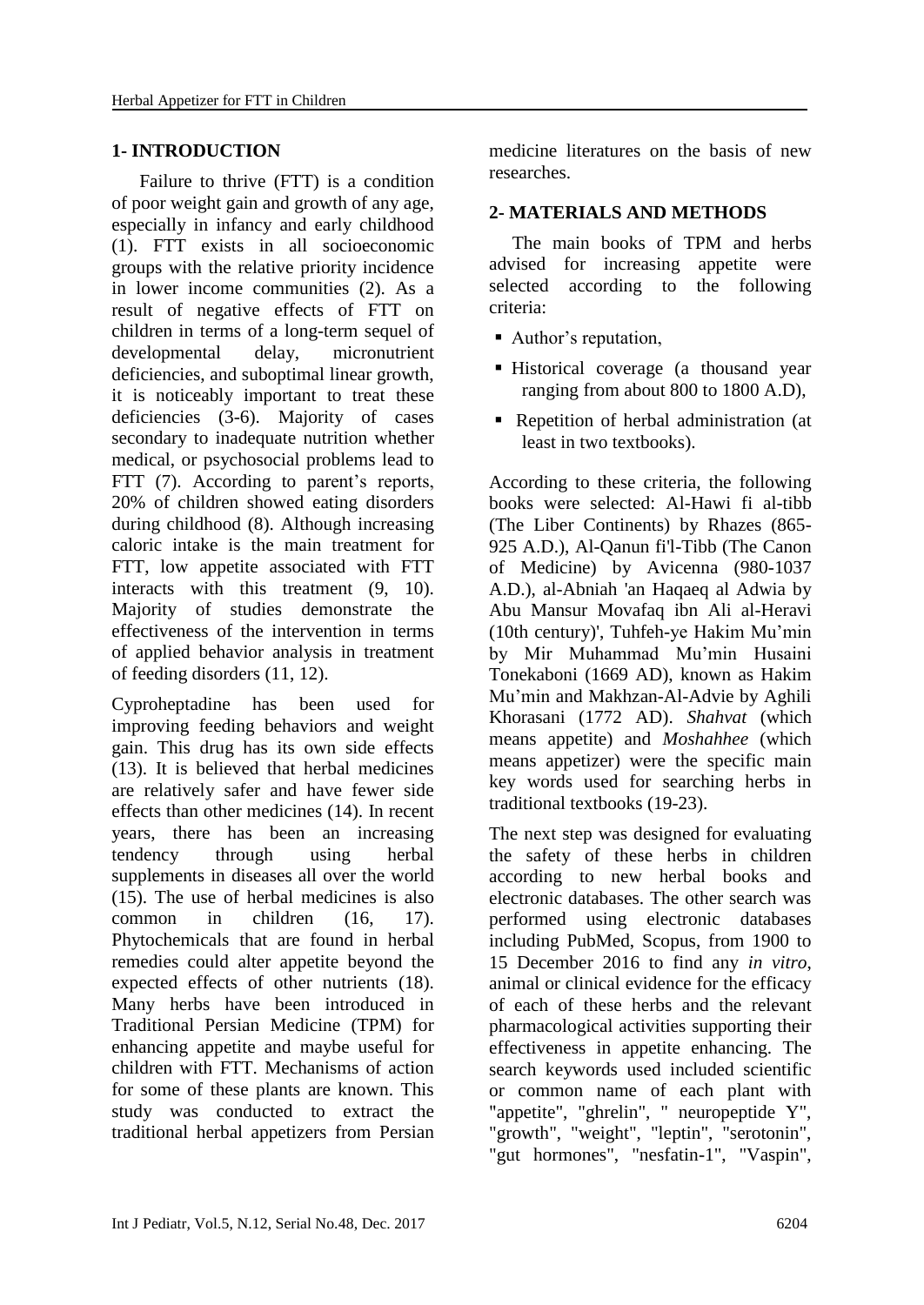## 1- INTRODUCTION

Failure to thrive (FTT) is a condition of poor weight gain and growth of any age, especially in infancy and early childhood (1). FTT exists in all socioeconomic groups with the relative priority incidence in lower income communities (2). As a result of negative effects of FTT on children in terms of a long-term sequel of developmental delay, micronutrient deficiencies, and suboptimal linear growth, it is noticeably important to treat these deficiencies (3-6). Majority of cases secondary to inadequate nutrition whether medical, or psychosocial problems lead to FTT (7). According to parent's reports, 20% of children showed eating disorders during childhood (8). Although increasing caloric intake is the main treatment for FTT, low appetite associated with FTT interacts with this treatment (9, 10). Majority of studies demonstrate the effectiveness of the intervention in terms of applied behavior analysis in treatment of feeding disorders (11, 12).

Cyproheptadine has been used for improving feeding behaviors and weight gain. This drug has its own side effects (13). It is believed that herbal medicines are relatively safer and have fewer side effects than other medicines (14). In recent years, there has been an increasing tendency through using herbal supplements in diseases all over the world (15). The use of herbal medicines is also common in children (16, 17). Phytochemicals that are found in herbal remedies could alter appetite beyond the expected effects of other nutrients (18). Many herbs have been introduced in Traditional Persian Medicine (TPM) for enhancing appetite and maybe useful for children with FTT. Mechanisms of action for some of these plants are known. This study was conducted to extract the traditional herbal appetizers from Persian medicine literatures on the basis of new researches.

## 2- MATERIALS AND METHODS

The main books of TPM and herbs advised for increasing appetite were selected according to the following criteria:

- Author's reputation,
- Historical coverage (a thousand year ranging from about 800 to 1800 A.D),
- Repetition of herbal administration (at least in two textbooks).

According to these criteria, the following books were selected: Al-Hawi fi al-tibb (The Liber Continents) by Rhazes (865-925 A.D.), Al-Qanun fi'l-Tibb (The Canon of Medicine) by Avicenna (980-1037 A.D.), al-Abniah 'an Haqaeq al Adwia by Abu Mansur Movafaq ibn Ali al-Heravi (10th century)', Tuhfeh-ye Hakim Mu'min by Mir Muhammad Mu'min Husaini Tonekaboni (1669 AD), known as Hakim Mu'min and Makhzan-Al-Advie by Aghili Khorasani (1772 AD). *Shahvat* (which means appetite) and *Moshahhee* (which means appetizer) were the specific main key words used for searching herbs in traditional textbooks (19-23).

The next step was designed for evaluating the safety of these herbs in children according to new herbal books and electronic databases. The other search was performed using electronic databases including PubMed, Scopus, from 1900 to 15 December 2016 to find any *in vitro*, animal or clinical evidence for the efficacy of each of these herbs and the relevant pharmacological activities supporting their effectiveness in appetite enhancing. The search keywords used included scientific or common name of each plant with "appetite", "ghrelin", " neuropeptide Y", "growth", "weight", "leptin", "serotonin", "gut hormones", "nesfatin-1", "Vaspin",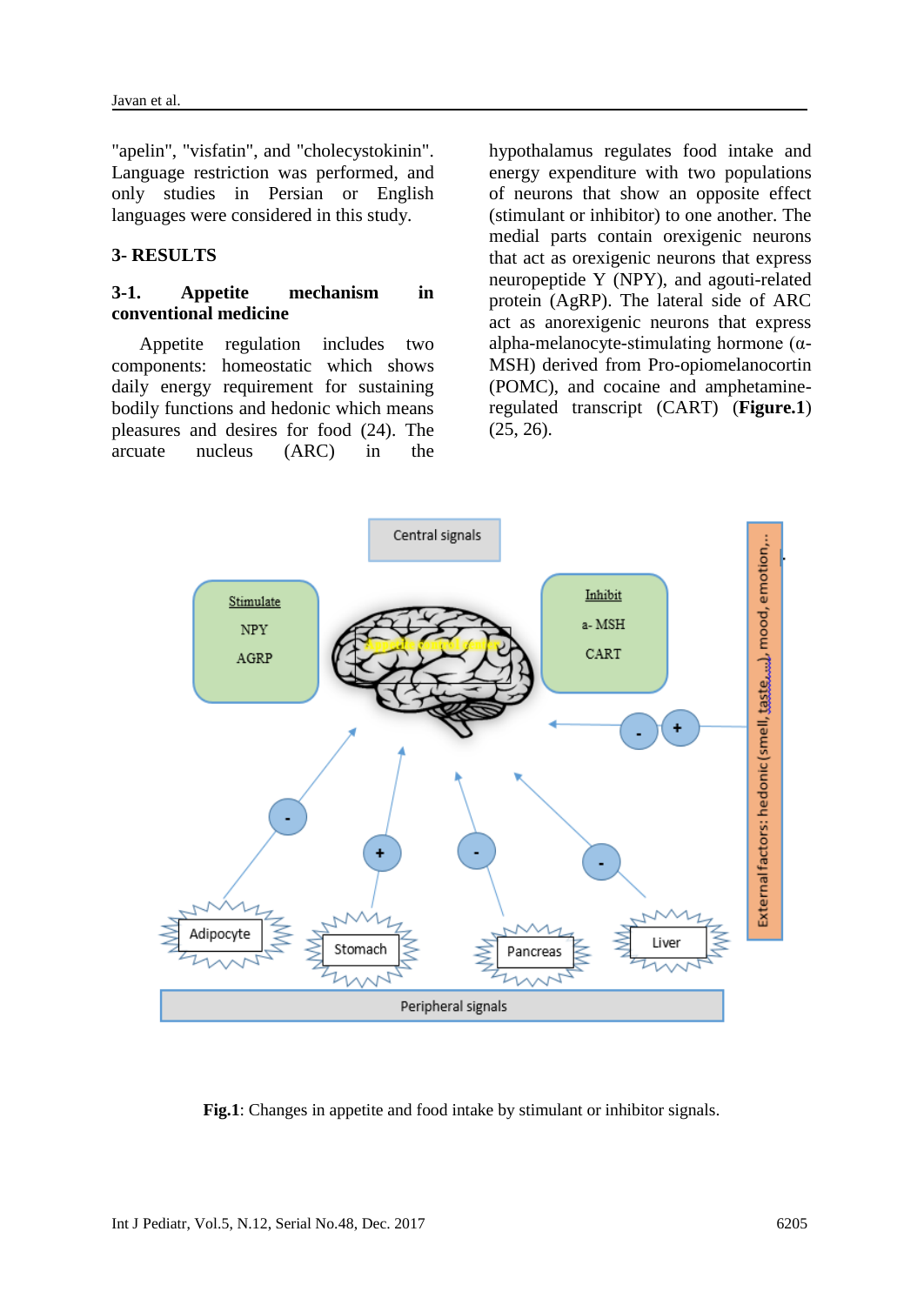"apelin", "visfatin", and "cholecystokinin". Language restriction was performed, and only studies in Persian or English languages were considered in this study.

## 3- RESULTS

### 3-1. Appetite mechanism in conventional medicine

Appetite regulation includes two components: homeostatic which shows daily energy requirement for sustaining bodily functions and hedonic which means pleasures and desires for food (24). The arcuate nucleus (ARC) in the hypothalamus regulates food intake and energy expenditure with two populations of neurons that show an opposite effect (stimulant or inhibitor) to one another. The medial parts contain orexigenic neurons that act as orexigenic neurons that express neuropeptide Y (NPY), and agouti-related protein (AgRP). The lateral side of ARC act as anorexigenic neurons that express alpha-melanocyte-stimulating hormone (α-MSH) derived from Pro-opiomelanocortin (POMC), and cocaine and amphetamine-regulated transcript (CART) (**Figure.1**) (25, 26).

**Fig.1**: Changes in appetite and food intake by stimulant or inhibitor signals.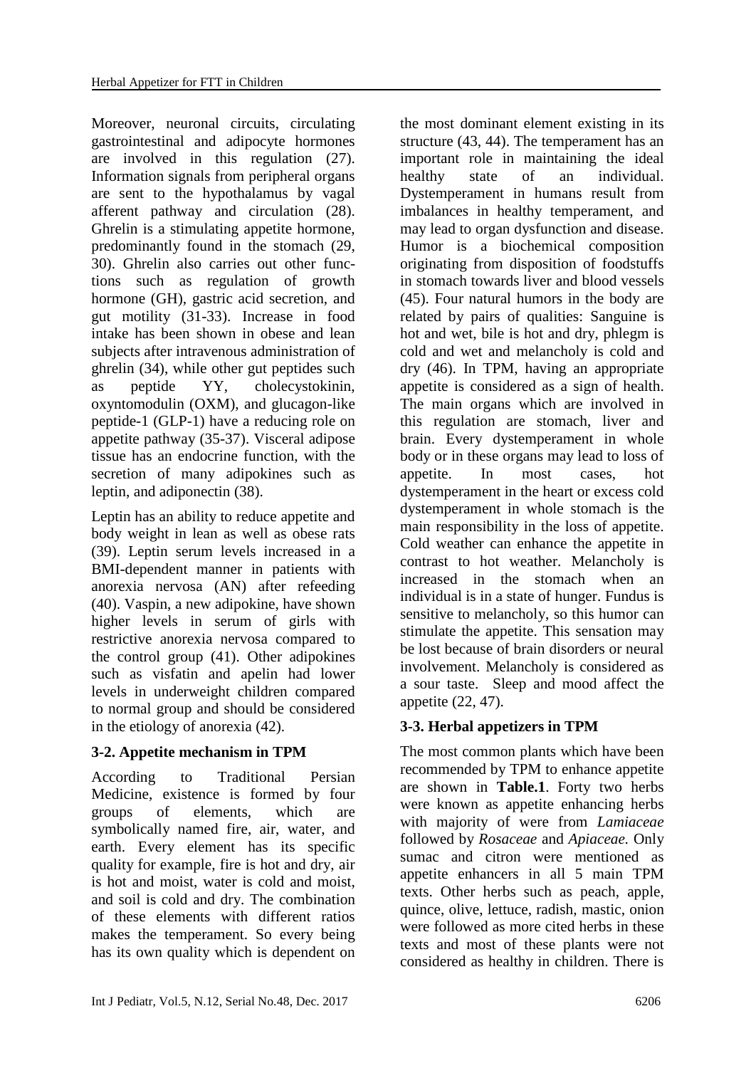Moreover, neuronal circuits, circulating gastrointestinal and adipocyte hormones are involved in this regulation (27). Information signals from peripheral organs are sent to the hypothalamus by vagal afferent pathway and circulation (28). Ghrelin is a stimulating appetite hormone, predominantly found in the stomach (29, 30). Ghrelin also carries out other functions such as regulation of growth hormone (GH), gastric acid secretion, and gut motility (31-33). Increase in food intake has been shown in obese and lean subjects after intravenous administration of ghrelin (34), while other gut peptides such as peptide YY, cholecystokinin, oxyntomodulin (OXM), and glucagon-like peptide-1 (GLP-1) have a reducing role on appetite pathway (35-37). Visceral adipose tissue has an endocrine function, with the secretion of many adipokines such as leptin, and adiponectin (38).

Leptin has an ability to reduce appetite and body weight in lean as well as obese rats (39). Leptin serum levels increased in a BMI-dependent manner in patients with anorexia nervosa (AN) after refeeding (40). Vaspin, a new adipokine, have shown higher levels in serum of girls with restrictive anorexia nervosa compared to the control group (41). Other adipokines such as visfatin and apelin had lower levels in underweight children compared to normal group and should be considered in the etiology of anorexia (42).

### 3-2. Appetite mechanism in TPM

According to Traditional Persian Medicine, existence is formed by four groups of elements, which are symbolically named fire, air, water, and earth. Every element has its specific quality for example, fire is hot and dry, air is hot and moist, water is cold and moist, and soil is cold and dry. The combination of these elements with different ratios makes the temperament. So every being has its own quality which is dependent on the most dominant element existing in its structure (43, 44). The temperament has an important role in maintaining the ideal healthy state of an individual. Dystemperament in humans result from imbalances in healthy temperament, and may lead to organ dysfunction and disease. Humor is a biochemical composition originating from disposition of foodstuffs in stomach towards liver and blood vessels (45). Four natural humors in the body are related by pairs of qualities: Sanguine is hot and wet, bile is hot and dry, phlegm is cold and wet and melancholy is cold and dry (46). In TPM, having an appropriate appetite is considered as a sign of health. The main organs which are involved in this regulation are stomach, liver and brain. Every dystemperament in whole body or in these organs may lead to loss of appetite. In most cases, hot dystemperament in the heart or excess cold dystemperament in whole stomach is the main responsibility in the loss of appetite. Cold weather can enhance the appetite in contrast to hot weather. Melancholy is increased in the stomach when an individual is in a state of hunger. Fundus is sensitive to melancholy, so this humor can stimulate the appetite. This sensation may be lost because of brain disorders or neural involvement. Melancholy is considered as a sour taste. Sleep and mood affect the appetite (22, 47).

### 3-3. Herbal appetizers in TPM

The most common plants which have been recommended by TPM to enhance appetite are shown in **Table.1**. Forty two herbs were known as appetite enhancing herbs with majority of were from *Lamiaceae* followed by *Rosaceae* and *Apiaceae.* Only sumac and citron were mentioned as appetite enhancers in all 5 main TPM texts. Other herbs such as peach, apple, quince, olive, lettuce, radish, mastic, onion were followed as more cited herbs in these texts and most of these plants were not considered as healthy in children. There is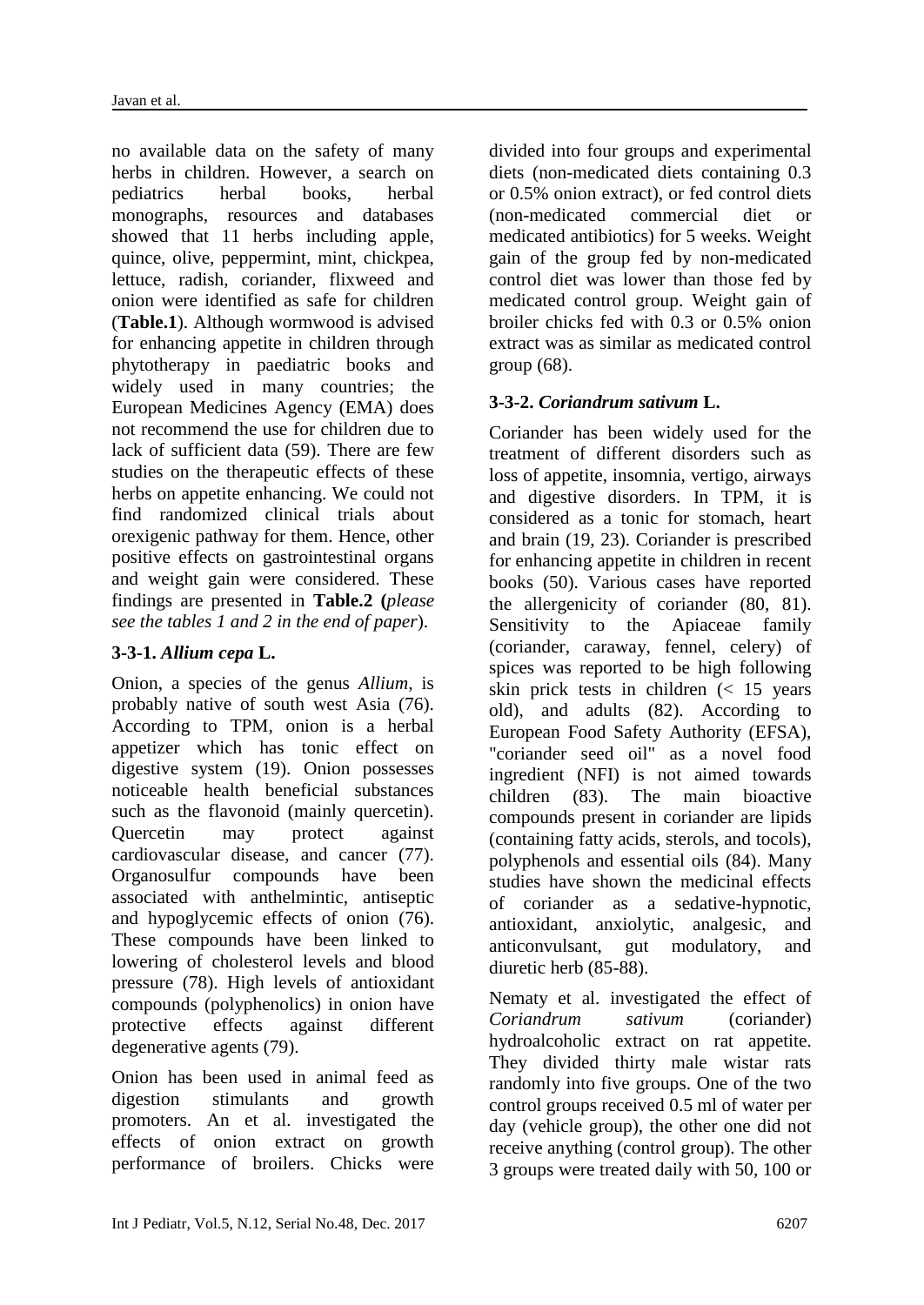no available data on the safety of many herbs in children. However, a search on pediatrics herbal books, herbal monographs, resources and databases showed that 11 herbs including apple, quince, olive, peppermint, mint, chickpea, lettuce, radish, coriander, flixweed and onion were identified as safe for children (**Table.1**). Although wormwood is advised for enhancing appetite in children through phytotherapy in paediatric books and widely used in many countries; the European Medicines Agency (EMA) does not recommend the use for children due to lack of sufficient data (59). There are few studies on the therapeutic effects of these herbs on appetite enhancing. We could not find randomized clinical trials about orexigenic pathway for them. Hence, other positive effects on gastrointestinal organs and weight gain were considered. These findings are presented in **Table.2** (*please see the tables 1 and 2 in the end of paper*).

### 3-3-1. *Allium cepa* L.

Onion, a species of the genus *Allium*, is probably native of south west Asia (76). According to TPM, onion is a herbal appetizer which has tonic effect on digestive system (19). Onion possesses noticeable health beneficial substances such as the flavonoid (mainly quercetin). Quercetin may protect against cardiovascular disease, and cancer (77). Organosulfur compounds have been associated with anthelmintic, antiseptic and hypoglycemic effects of onion (76). These compounds have been linked to lowering of cholesterol levels and blood pressure (78). High levels of antioxidant compounds (polyphenolics) in onion have protective effects against different degenerative agents (79).

Onion has been used in animal feed as digestion stimulants and growth promoters. An et al. investigated the effects of onion extract on growth performance of broilers. Chicks were divided into four groups and experimental diets (non-medicated diets containing 0.3 or 0.5% onion extract), or fed control diets (non-medicated commercial diet or medicated antibiotics) for 5 weeks. Weight gain of the group fed by non-medicated control diet was lower than those fed by medicated control group. Weight gain of broiler chicks fed with 0.3 or 0.5% onion extract was as similar as medicated control group (68).

### 3-3-2. *Coriandrum sativum* L.

Coriander has been widely used for the treatment of different disorders such as loss of appetite, insomnia, vertigo, airways and digestive disorders. In TPM, it is considered as a tonic for stomach, heart and brain (19, 23). Coriander is prescribed for enhancing appetite in children in recent books (50). Various cases have reported the allergenicity of coriander (80, 81). Sensitivity to the Apiaceae family (coriander, caraway, fennel, celery) of spices was reported to be high following skin prick tests in children (< 15 years old), and adults (82). According to European Food Safety Authority (EFSA), "coriander seed oil" as a novel food ingredient (NFI) is not aimed towards children (83). The main bioactive compounds present in coriander are lipids (containing fatty acids, sterols, and tocols), polyphenols and essential oils (84). Many studies have shown the medicinal effects of coriander as a sedative-hypnotic, antioxidant, anxiolytic, analgesic, and anticonvulsant, gut modulatory, and diuretic herb (85-88).

Nematy et al. investigated the effect of *Coriandrum sativum* (coriander) hydroalcoholic extract on rat appetite. They divided thirty male wistar rats randomly into five groups. One of the two control groups received 0.5 ml of water per day (vehicle group), the other one did not receive anything (control group). The other 3 groups were treated daily with 50, 100 or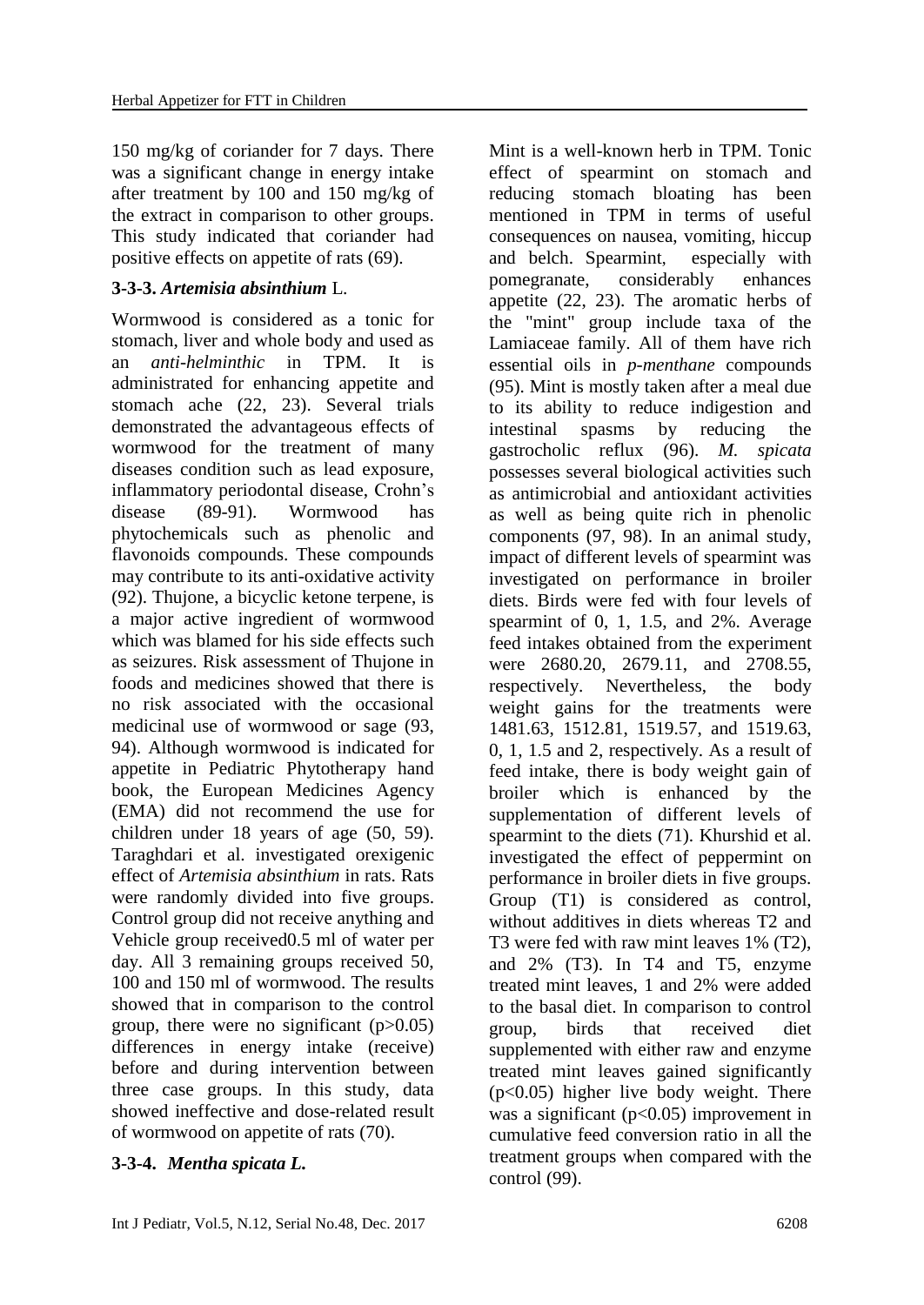150 mg/kg of coriander for 7 days. There was a significant change in energy intake after treatment by 100 and 150 mg/kg of the extract in comparison to other groups. This study indicated that coriander had positive effects on appetite of rats (69).

### 3-3-3. *Artemisia absinthium* L.

Wormwood is considered as a tonic for stomach, liver and whole body and used as an *anti-helminthic* in TPM. It is administrated for enhancing appetite and stomach ache (22, 23). Several trials demonstrated the advantageous effects of wormwood for the treatment of many diseases condition such as lead exposure, inflammatory periodontal disease, Crohn's disease (89-91). Wormwood has phytochemicals such as phenolic and flavonoids compounds. These compounds may contribute to its anti-oxidative activity (92). Thujone, a bicyclic ketone terpene, is a major active ingredient of wormwood which was blamed for his side effects such as seizures. Risk assessment of Thujone in foods and medicines showed that there is no risk associated with the occasional medicinal use of wormwood or sage (93, 94). Although wormwood is indicated for appetite in Pediatric Phytotherapy hand book, the European Medicines Agency (EMA) did not recommend the use for children under 18 years of age (50, 59). Taraghdari et al. investigated orexigenic effect of *Artemisia absinthium* in rats. Rats were randomly divided into five groups. Control group did not receive anything and Vehicle group received0.5 ml of water per day. All 3 remaining groups received 50, 100 and 150 ml of wormwood. The results showed that in comparison to the control group, there were no significant ($p>0.05$) differences in energy intake (receive) before and during intervention between three case groups. In this study, data showed ineffective and dose-related result of wormwood on appetite of rats (70).

### 3-3-4. *Mentha spicata L.*

Mint is a well-known herb in TPM. Tonic effect of spearmint on stomach and reducing stomach bloating has been mentioned in TPM in terms of useful consequences on nausea, vomiting, hiccup and belch. Spearmint, especially with pomegranate, considerably enhances appetite (22, 23). The aromatic herbs of the "mint" group include taxa of the Lamiaceae family. All of them have rich essential oils in *p-menthane* compounds (95). Mint is mostly taken after a meal due to its ability to reduce indigestion and intestinal spasms by reducing the gastrocholic reflux (96). *M. spicata* possesses several biological activities such as antimicrobial and antioxidant activities as well as being quite rich in phenolic components (97, 98). In an animal study, impact of different levels of spearmint was investigated on performance in broiler diets. Birds were fed with four levels of spearmint of 0, 1, 1.5, and 2%. Average feed intakes obtained from the experiment were 2680.20, 2679.11, and 2708.55, respectively. Nevertheless, the body weight gains for the treatments were 1481.63, 1512.81, 1519.57, and 1519.63, 0, 1, 1.5 and 2, respectively. As a result of feed intake, there is body weight gain of broiler which is enhanced by the supplementation of different levels of spearmint to the diets (71). Khurshid et al. investigated the effect of peppermint on performance in broiler diets in five groups. Group (T1) is considered as control, without additives in diets whereas T2 and T3 were fed with raw mint leaves 1% (T2), and 2% (T3). In T4 and T5, enzyme treated mint leaves, 1 and 2% were added to the basal diet. In comparison to control group, birds that received diet supplemented with either raw and enzyme treated mint leaves gained significantly ($p<0.05$) higher live body weight. There was a significant ($p<0.05$) improvement in cumulative feed conversion ratio in all the treatment groups when compared with the control (99).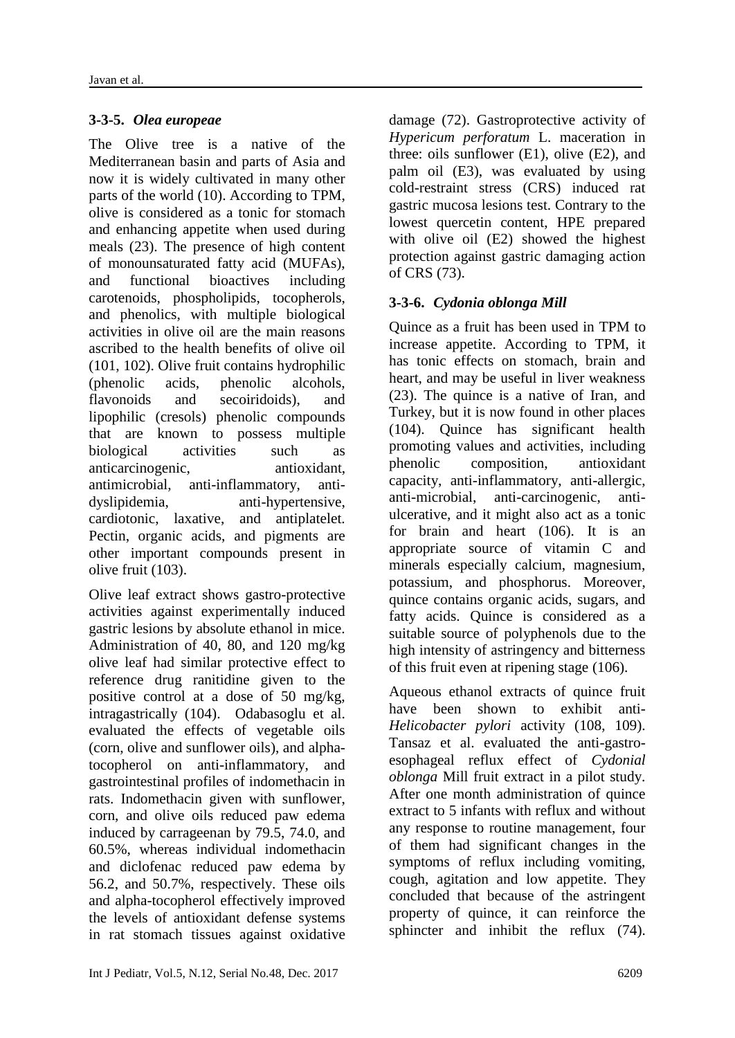### 3-3-5. *Olea europeae*

The Olive tree is a native of the Mediterranean basin and parts of Asia and now it is widely cultivated in many other parts of the world (10). According to TPM, olive is considered as a tonic for stomach and enhancing appetite when used during meals (23). The presence of high content of monounsaturated fatty acid (MUFAs), and functional bioactives including carotenoids, phospholipids, tocopherols, and phenolics, with multiple biological activities in olive oil are the main reasons ascribed to the health benefits of olive oil (101, 102). Olive fruit contains hydrophilic (phenolic acids, phenolic alcohols, flavonoids and secoiridoids), and lipophilic (cresols) phenolic compounds that are known to possess multiple biological activities such as anticarcinogenic, antioxidant, antimicrobial, anti-inflammatory, anti-dyslipidemia, anti-hypertensive, cardiotonic, laxative, and antiplatelet. Pectin, organic acids, and pigments are other important compounds present in olive fruit (103).

Olive leaf extract shows gastro-protective activities against experimentally induced gastric lesions by absolute ethanol in mice. Administration of 40, 80, and 120 mg/kg olive leaf had similar protective effect to reference drug ranitidine given to the positive control at a dose of 50 mg/kg, intragastrically (104). Odabasoglu et al. evaluated the effects of vegetable oils (corn, olive and sunflower oils), and alpha-tocopherol on anti-inflammatory, and gastrointestinal profiles of indomethacin in rats. Indomethacin given with sunflower, corn, and olive oils reduced paw edema induced by carrageenan by 79.5, 74.0, and 60.5%, whereas individual indomethacin and diclofenac reduced paw edema by 56.2, and 50.7%, respectively. These oils and alpha-tocopherol effectively improved the levels of antioxidant defense systems in rat stomach tissues against oxidative damage (72). Gastroprotective activity of *Hypericum perforatum* L. maceration in three: oils sunflower (E1), olive (E2), and palm oil (E3), was evaluated by using cold-restraint stress (CRS) induced rat gastric mucosa lesions test. Contrary to the lowest quercetin content, HPE prepared with olive oil (E2) showed the highest protection against gastric damaging action of CRS (73).

### 3-3-6. *Cydonia oblonga Mill*

Quince as a fruit has been used in TPM to increase appetite. According to TPM, it has tonic effects on stomach, brain and heart, and may be useful in liver weakness (23). The quince is a native of Iran, and Turkey, but it is now found in other places (104). Quince has significant health promoting values and activities, including phenolic composition, antioxidant capacity, anti-inflammatory, anti-allergic, anti-microbial, anti-carcinogenic, anti-ulcerative, and it might also act as a tonic for brain and heart (106). It is an appropriate source of vitamin C and minerals especially calcium, magnesium, potassium, and phosphorus. Moreover, quince contains organic acids, sugars, and fatty acids. Quince is considered as a suitable source of polyphenols due to the high intensity of astringency and bitterness of this fruit even at ripening stage (106).

Aqueous ethanol extracts of quince fruit have been shown to exhibit anti-*Helicobacter pylori* activity (108, 109). Tansaz et al. evaluated the anti-gastro-esophageal reflux effect of *Cydonial oblonga* Mill fruit extract in a pilot study. After one month administration of quince extract to 5 infants with reflux and without any response to routine management, four of them had significant changes in the symptoms of reflux including vomiting, cough, agitation and low appetite. They concluded that because of the astringent property of quince, it can reinforce the sphincter and inhibit the reflux (74).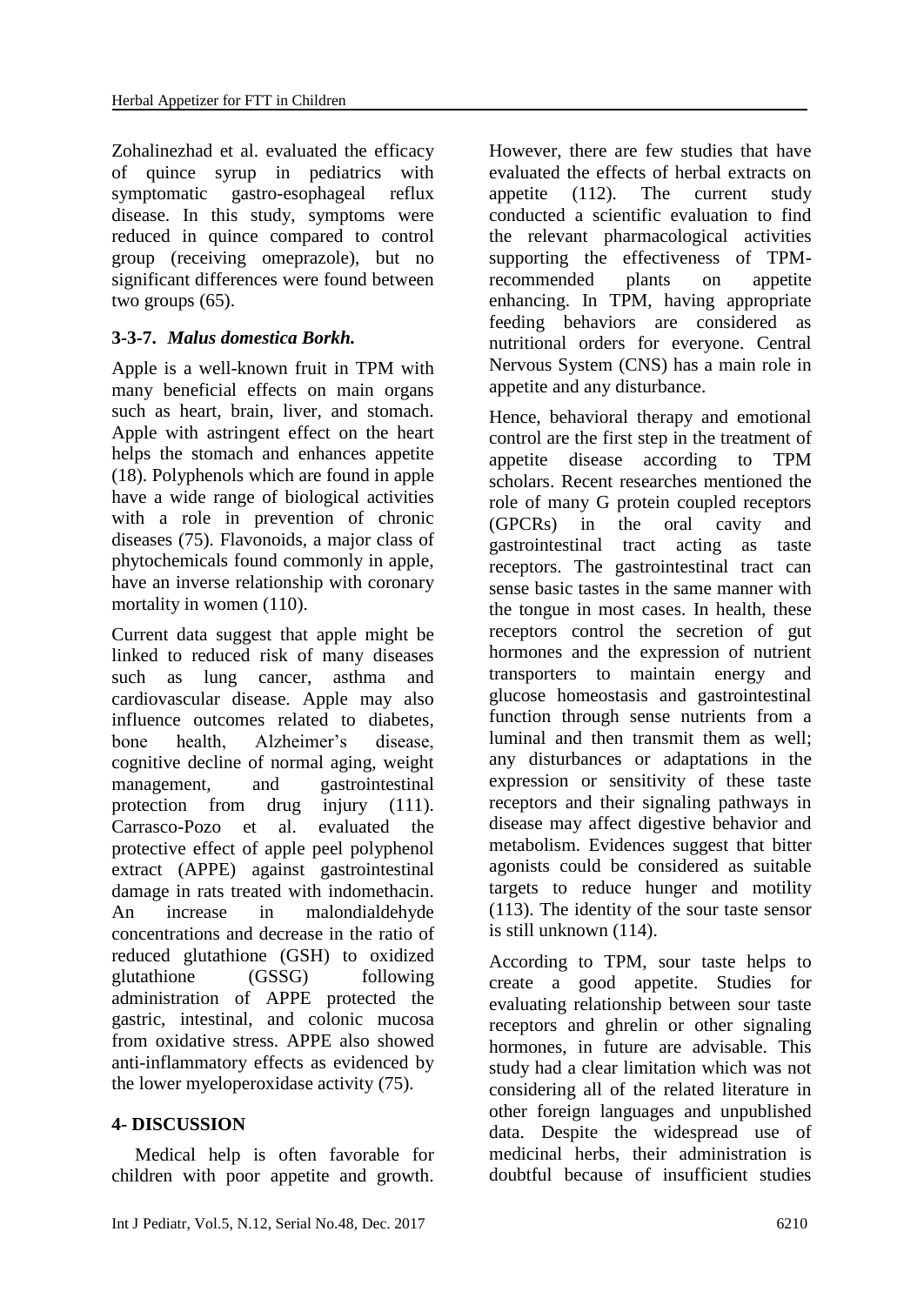Zohalinezhad et al. evaluated the efficacy of quince syrup in pediatrics with symptomatic gastro-esophageal reflux disease. In this study, symptoms were reduced in quince compared to control group (receiving omeprazole), but no significant differences were found between two groups (65).

### 3-3-7. *Malus domestica Borkh.*

Apple is a well-known fruit in TPM with many beneficial effects on main organs such as heart, brain, liver, and stomach. Apple with astringent effect on the heart helps the stomach and enhances appetite (18). Polyphenols which are found in apple have a wide range of biological activities with a role in prevention of chronic diseases (75). Flavonoids, a major class of phytochemicals found commonly in apple, have an inverse relationship with coronary mortality in women (110).

Current data suggest that apple might be linked to reduced risk of many diseases such as lung cancer, asthma and cardiovascular disease. Apple may also influence outcomes related to diabetes, bone health, Alzheimer's disease, cognitive decline of normal aging, weight management, and gastrointestinal protection from drug injury (111). Carrasco-Pozo et al. evaluated the protective effect of apple peel polyphenol extract (APPE) against gastrointestinal damage in rats treated with indomethacin. An increase in malondialdehyde concentrations and decrease in the ratio of reduced glutathione (GSH) to oxidized glutathione (GSSG) following administration of APPE protected the gastric, intestinal, and colonic mucosa from oxidative stress. APPE also showed anti-inflammatory effects as evidenced by the lower myeloperoxidase activity (75).

## 4- DISCUSSION

Medical help is often favorable for children with poor appetite and growth. However, there are few studies that have evaluated the effects of herbal extracts on appetite (112). The current study conducted a scientific evaluation to find the relevant pharmacological activities supporting the effectiveness of TPM-recommended plants on appetite enhancing. In TPM, having appropriate feeding behaviors are considered as nutritional orders for everyone. Central Nervous System (CNS) has a main role in appetite and any disturbance.

Hence, behavioral therapy and emotional control are the first step in the treatment of appetite disease according to TPM scholars. Recent researches mentioned the role of many G protein coupled receptors (GPCRs) in the oral cavity and gastrointestinal tract acting as taste receptors. The gastrointestinal tract can sense basic tastes in the same manner with the tongue in most cases. In health, these receptors control the secretion of gut hormones and the expression of nutrient transporters to maintain energy and glucose homeostasis and gastrointestinal function through sense nutrients from a luminal and then transmit them as well; any disturbances or adaptations in the expression or sensitivity of these taste receptors and their signaling pathways in disease may affect digestive behavior and metabolism. Evidences suggest that bitter agonists could be considered as suitable targets to reduce hunger and motility (113). The identity of the sour taste sensor is still unknown (114).

According to TPM, sour taste helps to create a good appetite. Studies for evaluating relationship between sour taste receptors and ghrelin or other signaling hormones, in future are advisable. This study had a clear limitation which was not considering all of the related literature in other foreign languages and unpublished data. Despite the widespread use of medicinal herbs, their administration is doubtful because of insufficient studies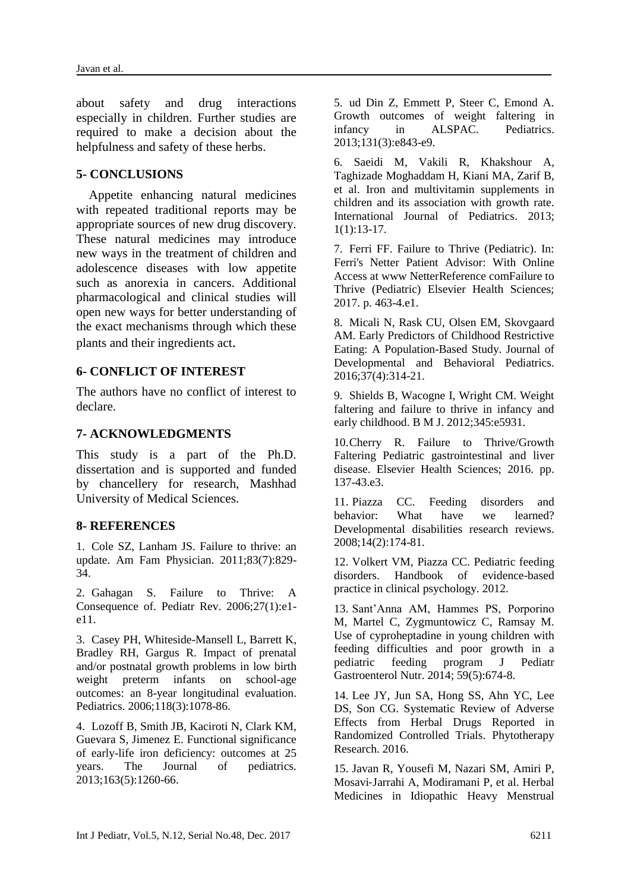about safety and drug interactions especially in children. Further studies are required to make a decision about the helpfulness and safety of these herbs.

## 5- CONCLUSIONS

Appetite enhancing natural medicines with repeated traditional reports may be appropriate sources of new drug discovery. These natural medicines may introduce new ways in the treatment of children and adolescence diseases with low appetite such as anorexia in cancers. Additional pharmacological and clinical studies will open new ways for better understanding of the exact mechanisms through which these plants and their ingredients act.

## 6- CONFLICT OF INTEREST

The authors have no conflict of interest to declare.

## 7- ACKNOWLEDGMENTS

This study is a part of the Ph.D. dissertation and is supported and funded by chancellery for research, Mashhad University of Medical Sciences.

## 8- REFERENCES

1. Cole SZ, Lanham JS. Failure to thrive: an update. Am Fam Physician. 2011;83(7):829-34.

2. Gahagan S. Failure to Thrive: A Consequence of. Pediatr Rev. 2006;27(1):e1-e11.

3. Casey PH, Whiteside-Mansell L, Barrett K, Bradley RH, Gargus R. Impact of prenatal and/or postnatal growth problems in low birth weight preterm infants on school-age outcomes: an 8-year longitudinal evaluation. Pediatrics. 2006;118(3):1078-86.

4. Lozoff B, Smith JB, Kaciroti N, Clark KM, Guevara S, Jimenez E. Functional significance of early-life iron deficiency: outcomes at 25 years. The Journal of pediatrics. 2013;163(5):1260-66.

5. ud Din Z, Emmett P, Steer C, Emond A. Growth outcomes of weight faltering in infancy in ALSPAC. Pediatrics. 2013;131(3):e843-e9.

6. Saeidi M, Vakili R, Khakshour A, Taghizade Moghaddam H, Kiani MA, Zarif B, et al. Iron and multivitamin supplements in children and its association with growth rate. International Journal of Pediatrics. 2013; 1(1):13-17.

7. Ferri FF. Failure to Thrive (Pediatric). In: Ferri's Netter Patient Advisor: With Online Access at www NetterReference comFailure to Thrive (Pediatric) Elsevier Health Sciences; 2017. p. 463-4.e1.

8. Micali N, Rask CU, Olsen EM, Skovgaard AM. Early Predictors of Childhood Restrictive Eating: A Population-Based Study. Journal of Developmental and Behavioral Pediatrics. 2016;37(4):314-21.

9. Shields B, Wacogne I, Wright CM. Weight faltering and failure to thrive in infancy and early childhood. B M J. 2012;345:e5931.

10. Cherry R. Failure to Thrive/Growth Faltering Pediatric gastrointestinal and liver disease. Elsevier Health Sciences; 2016. pp. 137-43.e3.

11. Piazza CC. Feeding disorders and behavior: What have we learned? Developmental disabilities research reviews. 2008;14(2):174-81.

12. Volkert VM, Piazza CC. Pediatric feeding disorders. Handbook of evidence-based practice in clinical psychology. 2012.

13. Sant'Anna AM, Hammes PS, Porporino M, Martel C, Zygmuntowicz C, Ramsay M. Use of cyproheptadine in young children with feeding difficulties and poor growth in a pediatric feeding program J Pediatr Gastroenterol Nutr. 2014; 59(5):674-8.

14. Lee JY, Jun SA, Hong SS, Ahn YC, Lee DS, Son CG. Systematic Review of Adverse Effects from Herbal Drugs Reported in Randomized Controlled Trials. Phytotherapy Research. 2016.

15. Javan R, Yousefi M, Nazari SM, Amiri P, Mosavi-Jarrahi A, Modiramani P, et al. Herbal Medicines in Idiopathic Heavy Menstrual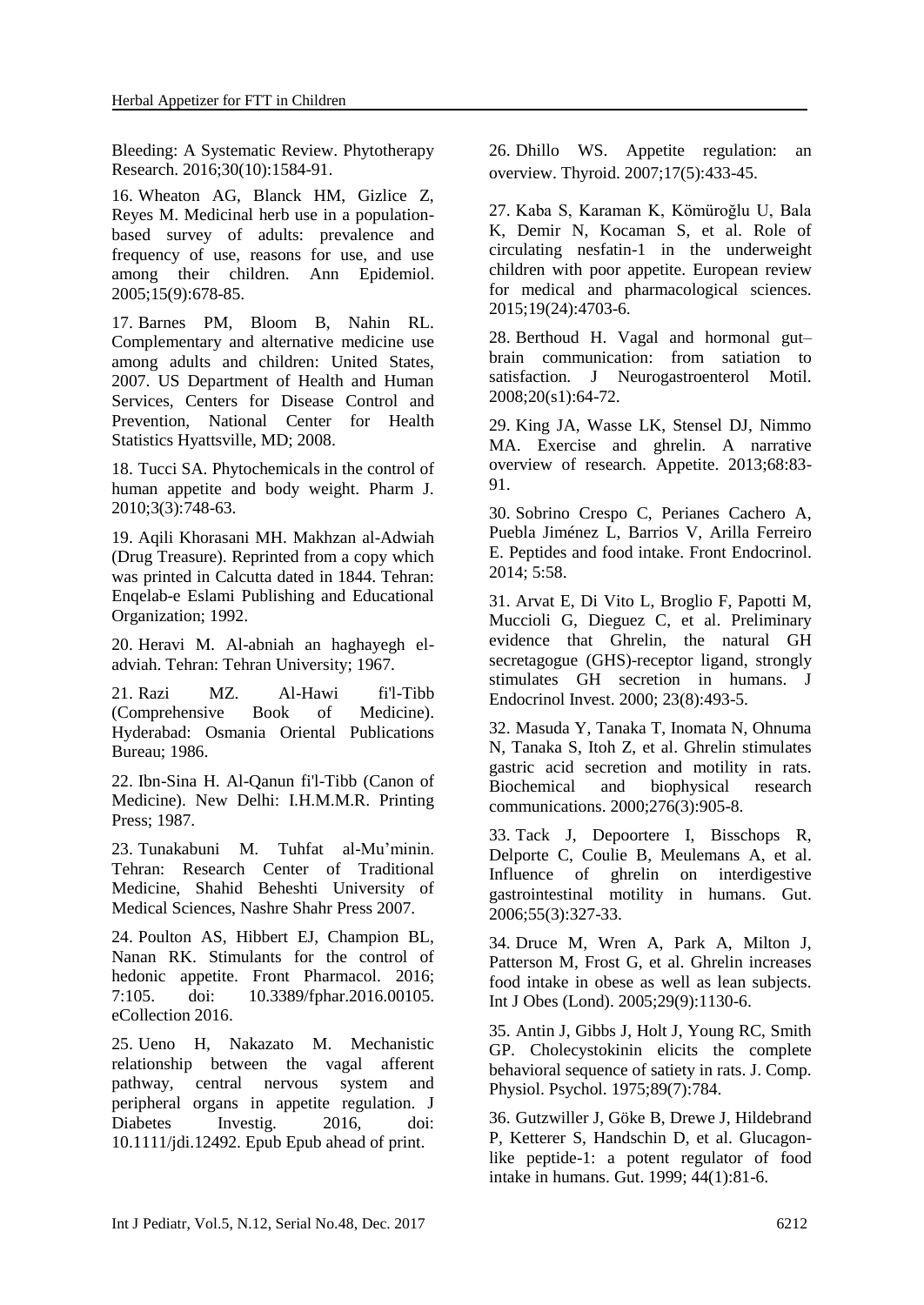Bleeding: A Systematic Review. Phytotherapy Research. 2016;30(10):1584-91.

16. Wheaton AG, Blanck HM, Gizlice Z, Reyes M. Medicinal herb use in a population-based survey of adults: prevalence and frequency of use, reasons for use, and use among their children. Ann Epidemiol. 2005;15(9):678-85.

17. Barnes PM, Bloom B, Nahin RL. Complementary and alternative medicine use among adults and children: United States, 2007. US Department of Health and Human Services, Centers for Disease Control and Prevention, National Center for Health Statistics Hyattsville, MD; 2008.

18. Tucci SA. Phytochemicals in the control of human appetite and body weight. Pharm J. 2010;3(3):748-63.

19. Aqili Khorasani MH. Makhzan al-Adwiah (Drug Treasure). Reprinted from a copy which was printed in Calcutta dated in 1844. Tehran: Enqelab-e Eslami Publishing and Educational Organization; 1992.

20. Heravi M. Al-abniah an haghayegh el-adviah. Tehran: Tehran University; 1967.

21. Razi MZ. Al-Hawi fi'l-Tibb (Comprehensive Book of Medicine). Hyderabad: Osmania Oriental Publications Bureau; 1986.

22. Ibn-Sina H. Al-Qanun fi'l-Tibb (Canon of Medicine). New Delhi: I.H.M.M.R. Printing Press; 1987.

23. Tunakabuni M. Tuhfat al-Mu'minin. Tehran: Research Center of Traditional Medicine, Shahid Beheshti University of Medical Sciences, Nashre Shahr Press 2007.

24. Poulton AS, Hibbert EJ, Champion BL, Nanan RK. Stimulants for the control of hedonic appetite. Front Pharmacol. 2016; 7:105. doi: 10.3389/fphar.2016.00105. eCollection 2016.

25. Ueno H, Nakazato M. Mechanistic relationship between the vagal afferent pathway, central nervous system and peripheral organs in appetite regulation. J Diabetes Investig. 2016, doi: 10.1111/jdi.12492. Epub Epub ahead of print.

26. Dhillo WS. Appetite regulation: an overview. Thyroid. 2007;17(5):433-45.

27. Kaba S, Karaman K, Kömüroğlu U, Bala K, Demir N, Kocaman S, et al. Role of circulating nesfatin-1 in the underweight children with poor appetite. European review for medical and pharmacological sciences. 2015;19(24):4703-6.

28. Berthoud H. Vagal and hormonal gut–brain communication: from satiation to satisfaction. J Neurogastroenterol Motil. 2008;20(s1):64-72.

29. King JA, Wasse LK, Stensel DJ, Nimmo MA. Exercise and ghrelin. A narrative overview of research. Appetite. 2013;68:83-91.

30. Sobrino Crespo C, Perianes Cachero A, Puebla Jiménez L, Barrios V, Arilla Ferreiro E. Peptides and food intake. Front Endocrinol. 2014; 5:58.

31. Arvat E, Di Vito L, Broglio F, Papotti M, Muccioli G, Dieguez C, et al. Preliminary evidence that Ghrelin, the natural GH secretagogue (GHS)-receptor ligand, strongly stimulates GH secretion in humans. J Endocrinol Invest. 2000; 23(8):493-5.

32. Masuda Y, Tanaka T, Inomata N, Ohnuma N, Tanaka S, Itoh Z, et al. Ghrelin stimulates gastric acid secretion and motility in rats. Biochemical and biophysical research communications. 2000;276(3):905-8.

33. Tack J, Depoortere I, Bisschops R, Delporte C, Coulie B, Meulemans A, et al. Influence of ghrelin on interdigestive gastrointestinal motility in humans. Gut. 2006;55(3):327-33.

34. Druce M, Wren A, Park A, Milton J, Patterson M, Frost G, et al. Ghrelin increases food intake in obese as well as lean subjects. Int J Obes (Lond). 2005;29(9):1130-6.

35. Antin J, Gibbs J, Holt J, Young RC, Smith GP. Cholecystokinin elicits the complete behavioral sequence of satiety in rats. J. Comp. Physiol. Psychol. 1975;89(7):784.

36. Gutzwiller J, Göke B, Drewe J, Hildebrand P, Ketterer S, Handschin D, et al. Glucagon-like peptide-1: a potent regulator of food intake in humans. Gut. 1999; 44(1):81-6.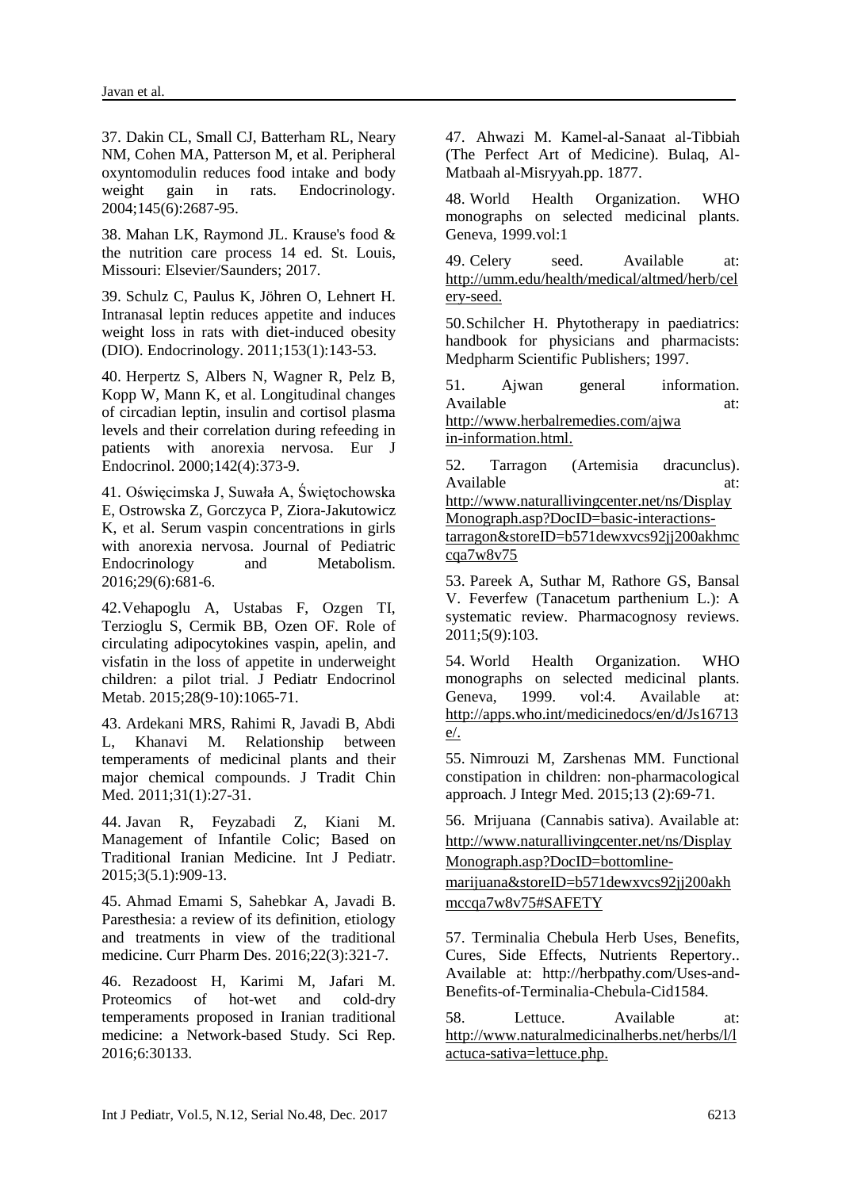37. Dakin CL, Small CJ, Batterham RL, Neary NM, Cohen MA, Patterson M, et al. Peripheral oxyntomodulin reduces food intake and body weight gain in rats. Endocrinology. 2004;145(6):2687-95.

38. Mahan LK, Raymond JL. Krause's food & the nutrition care process 14 ed. St. Louis, Missouri: Elsevier/Saunders; 2017.

39. Schulz C, Paulus K, Jöhren O, Lehnert H. Intranasal leptin reduces appetite and induces weight loss in rats with diet-induced obesity (DIO). Endocrinology. 2011;153(1):143-53.

40. Herpertz S, Albers N, Wagner R, Pelz B, Kopp W, Mann K, et al. Longitudinal changes of circadian leptin, insulin and cortisol plasma levels and their correlation during refeeding in patients with anorexia nervosa. Eur J Endocrinol. 2000;142(4):373-9.

41. Oświęcimska J, Suwała A, Świętochowska E, Ostrowska Z, Gorczyca P, Ziora-Jakutowicz K, et al. Serum vaspin concentrations in girls with anorexia nervosa. Journal of Pediatric Endocrinology and Metabolism. 2016;29(6):681-6.

42. Vehapoglu A, Ustabas F, Ozgen TI, Terzioglu S, Cermik BB, Ozen OF. Role of circulating adipocytokines vaspin, apelin, and visfatin in the loss of appetite in underweight children: a pilot trial. J Pediatr Endocrinol Metab. 2015;28(9-10):1065-71.

43. Ardekani MRS, Rahimi R, Javadi B, Abdi L, Khanavi M. Relationship between temperaments of medicinal plants and their major chemical compounds. J Tradit Chin Med. 2011;31(1):27-31.

44. Javan R, Feyzabadi Z, Kiani M. Management of Infantile Colic; Based on Traditional Iranian Medicine. Int J Pediatr. 2015;3(5.1):909-13.

45. Ahmad Emami S, Sahebkar A, Javadi B. Paresthesia: a review of its definition, etiology and treatments in view of the traditional medicine. Curr Pharm Des. 2016;22(3):321-7.

46. Rezadoost H, Karimi M, Jafari M. Proteomics of hot-wet and cold-dry temperaments proposed in Iranian traditional medicine: a Network-based Study. Sci Rep. 2016;6:30133.

47. Ahwazi M. Kamel-al-Sanaat al-Tibbiah (The Perfect Art of Medicine). Bulaq, Al-Matbaah al-Misryyah.pp. 1877.

48. World Health Organization. WHO monographs on selected medicinal plants. Geneva, 1999.vol:1

49. Celery seed. Available at: http://umm.edu/health/medical/altmed/herb/celery-seed.

50. Schilcher H. Phytotherapy in paediatrics: handbook for physicians and pharmacists: Medpharm Scientific Publishers; 1997.

51. Ajwan general information. Available at: http://www.herbalremedies.com/ajwain-information.html.

52. Tarragon (Artemisia dracunclus). Available at: http://www.naturallivingcenter.net/ns/DisplayMonograph.asp?DocID=basic-interactions-tarragon&storeID=b571dewxvcs92jj200akhmccqa7w8v75

53. Pareek A, Suthar M, Rathore GS, Bansal V. Feverfew (Tanacetum parthenium L.): A systematic review. Pharmacognosy reviews. 2011;5(9):103.

54. World Health Organization. WHO monographs on selected medicinal plants. Geneva, 1999. vol:4. Available at: http://apps.who.int/medicinedocs/en/d/Js16713e/.

55. Nimrouzi M, Zarshenas MM. Functional constipation in children: non-pharmacological approach. J Integr Med. 2015;13 (2):69-71.

56. Mrijuana (Cannabis sativa). Available at: http://www.naturallivingcenter.net/ns/DisplayMonograph.asp?DocID=bottomline-marijuana&storeID=b571dewxvcs92jj200akhmccqa7w8v75#SAFETY

57. Terminalia Chebula Herb Uses, Benefits, Cures, Side Effects, Nutrients Repertory.. Available at: http://herbpathy.com/Uses-and-Benefits-of-Terminalia-Chebula-Cid1584.

58. Lettuce. Available at: http://www.naturalmedicinalherbs.net/herbs/l/lactuca-sativa=lettuce.php.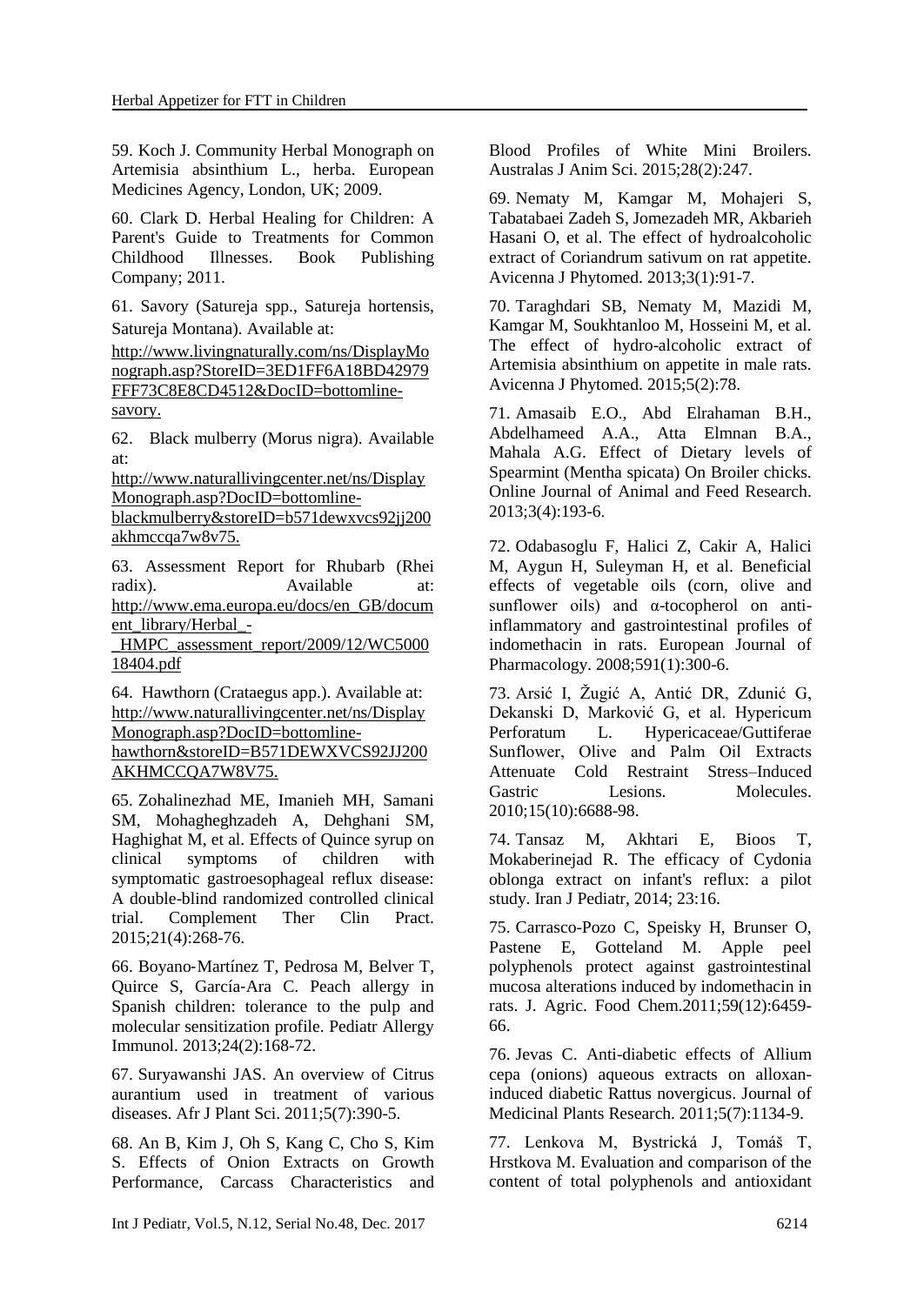59. Koch J. Community Herbal Monograph on Artemisia absinthium L., herba. European Medicines Agency, London, UK; 2009.

60. Clark D. Herbal Healing for Children: A Parent's Guide to Treatments for Common Childhood Illnesses. Book Publishing Company; 2011.

61. Savory (Satureja spp., Satureja hortensis, Satureja Montana). Available at: http://www.livingnaturally.com/ns/DisplayMonograph.asp?StoreID=3ED1FF6A18BD42979FFF73C8E8CD4512&DocID=bottomline-savory.

62. Black mulberry (Morus nigra). Available at: http://www.naturallivingcenter.net/ns/DisplayMonograph.asp?DocID=bottomline-blackmulberry&storeID=b571dewxvcs92jj200akhmccqa7w8v75.

63. Assessment Report for Rhubarb (Rhei radix). Available at: http://www.ema.europa.eu/docs/en_GB/document_library/Herbal_-_HMPC_assessment_report/2009/12/WC500018404.pdf

64. Hawthorn (Crataegus app.). Available at: http://www.naturallivingcenter.net/ns/DisplayMonograph.asp?DocID=bottomline-hawthorn&storeID=B571DEWXVCS92JJ200AKHMCCQA7W8V75.

65. Zohalinezhad ME, Imanieh MH, Samani SM, Mohagheghzadeh A, Dehghani SM, Haghighat M, et al. Effects of Quince syrup on clinical symptoms of children with symptomatic gastroesophageal reflux disease: A double-blind randomized controlled clinical trial. Complement Ther Clin Pract. 2015;21(4):268-76.

66. Boyano‐Martínez T, Pedrosa M, Belver T, Quirce S, García‐Ara C. Peach allergy in Spanish children: tolerance to the pulp and molecular sensitization profile. Pediatr Allergy Immunol. 2013;24(2):168-72.

67. Suryawanshi JAS. An overview of Citrus aurantium used in treatment of various diseases. Afr J Plant Sci. 2011;5(7):390-5.

68. An B, Kim J, Oh S, Kang C, Cho S, Kim S. Effects of Onion Extracts on Growth Performance, Carcass Characteristics and Blood Profiles of White Mini Broilers. Australas J Anim Sci. 2015;28(2):247.

69. Nematy M, Kamgar M, Mohajeri S, Tabatabaei Zadeh S, Jomezadeh MR, Akbarieh Hasani O, et al. The effect of hydroalcoholic extract of Coriandrum sativum on rat appetite. Avicenna J Phytomed. 2013;3(1):91-7.

70. Taraghdari SB, Nematy M, Mazidi M, Kamgar M, Soukhtanloo M, Hosseini M, et al. The effect of hydro-alcoholic extract of Artemisia absinthium on appetite in male rats. Avicenna J Phytomed. 2015;5(2):78.

71. Amasaib E.O., Abd Elrahaman B.H., Abdelhameed A.A., Atta Elmnan B.A., Mahala A.G. Effect of Dietary levels of Spearmint (Mentha spicata) On Broiler chicks. Online Journal of Animal and Feed Research. 2013;3(4):193-6.

72. Odabasoglu F, Halici Z, Cakir A, Halici M, Aygun H, Suleyman H, et al. Beneficial effects of vegetable oils (corn, olive and sunflower oils) and α-tocopherol on anti-inflammatory and gastrointestinal profiles of indomethacin in rats. European Journal of Pharmacology. 2008;591(1):300-6.

73. Arsić I, Žugić A, Antić DR, Zdunić G, Dekanski D, Marković G, et al. Hypericum Perforatum L. Hypericaceae/Guttiferae Sunflower, Olive and Palm Oil Extracts Attenuate Cold Restraint Stress–Induced Gastric Lesions. Molecules. 2010;15(10):6688-98.

74. Tansaz M, Akhtari E, Bioos T, Mokaberinejad R. The efficacy of Cydonia oblonga extract on infant's reflux: a pilot study. Iran J Pediatr, 2014; 23:16.

75. Carrasco-Pozo C, Speisky H, Brunser O, Pastene E, Gotteland M. Apple peel polyphenols protect against gastrointestinal mucosa alterations induced by indomethacin in rats. J. Agric. Food Chem.2011;59(12):6459-66.

76. Jevas C. Anti-diabetic effects of Allium cepa (onions) aqueous extracts on alloxan-induced diabetic Rattus novergicus. Journal of Medicinal Plants Research. 2011;5(7):1134-9.

77. Lenkova M, Bystrická J, Tomáš T, Hrstkova M. Evaluation and comparison of the content of total polyphenols and antioxidant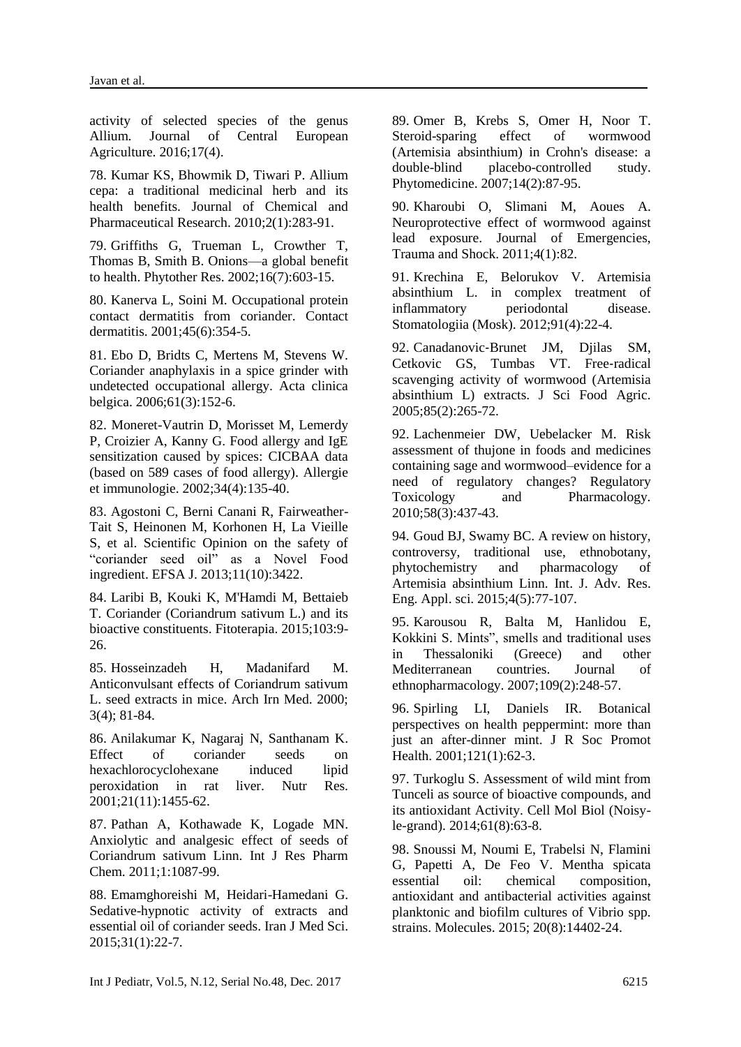activity of selected species of the genus Allium. Journal of Central European Agriculture. 2016;17(4).

78. Kumar KS, Bhowmik D, Tiwari P. Allium cepa: a traditional medicinal herb and its health benefits. Journal of Chemical and Pharmaceutical Research. 2010;2(1):283-91.

79. Griffiths G, Trueman L, Crowther T, Thomas B, Smith B. Onions—a global benefit to health. Phytother Res. 2002;16(7):603-15.

80. Kanerva L, Soini M. Occupational protein contact dermatitis from coriander. Contact dermatitis. 2001;45(6):354-5.

81. Ebo D, Bridts C, Mertens M, Stevens W. Coriander anaphylaxis in a spice grinder with undetected occupational allergy. Acta clinica belgica. 2006;61(3):152-6.

82. Moneret-Vautrin D, Morisset M, Lemerdy P, Croizier A, Kanny G. Food allergy and IgE sensitization caused by spices: CICBAA data (based on 589 cases of food allergy). Allergie et immunologie. 2002;34(4):135-40.

83. Agostoni C, Berni Canani R, Fairweather-Tait S, Heinonen M, Korhonen H, La Vieille S, et al. Scientific Opinion on the safety of "coriander seed oil" as a Novel Food ingredient. EFSA J. 2013;11(10):3422.

84. Laribi B, Kouki K, M'Hamdi M, Bettaieb T. Coriander (Coriandrum sativum L.) and its bioactive constituents. Fitoterapia. 2015;103:9-26.

85. Hosseinzadeh H, Madanifard M. Anticonvulsant effects of Coriandrum sativum L. seed extracts in mice. Arch Irn Med. 2000; 3(4); 81-84.

86. Anilakumar K, Nagaraj N, Santhanam K. Effect of coriander seeds on hexachlorocyclohexane induced lipid peroxidation in rat liver. Nutr Res. 2001;21(11):1455-62.

87. Pathan A, Kothawade K, Logade MN. Anxiolytic and analgesic effect of seeds of Coriandrum sativum Linn. Int J Res Pharm Chem. 2011;1:1087-99.

88. Emamghoreishi M, Heidari-Hamedani G. Sedative-hypnotic activity of extracts and essential oil of coriander seeds. Iran J Med Sci. 2015;31(1):22-7.

89. Omer B, Krebs S, Omer H, Noor T. Steroid-sparing effect of wormwood (Artemisia absinthium) in Crohn's disease: a double-blind placebo-controlled study. Phytomedicine. 2007;14(2):87-95.

90. Kharoubi O, Slimani M, Aoues A. Neuroprotective effect of wormwood against lead exposure. Journal of Emergencies, Trauma and Shock. 2011;4(1):82.

91. Krechina E, Belorukov V. Artemisia absinthium L. in complex treatment of inflammatory periodontal disease. Stomatologiia (Mosk). 2012;91(4):22-4.

92. Canadanovic-Brunet JM, Djilas SM, Cetkovic GS, Tumbas VT. Free-radical scavenging activity of wormwood (Artemisia absinthium L) extracts. J Sci Food Agric. 2005;85(2):265-72.

92. Lachenmeier DW, Uebelacker M. Risk assessment of thujone in foods and medicines containing sage and wormwood–evidence for a need of regulatory changes? Regulatory Toxicology and Pharmacology. 2010;58(3):437-43.

94. Goud BJ, Swamy BC. A review on history, controversy, traditional use, ethnobotany, phytochemistry and pharmacology of Artemisia absinthium Linn. Int. J. Adv. Res. Eng. Appl. sci. 2015;4(5):77-107.

95. Karousou R, Balta M, Hanlidou E, Kokkini S. Mints", smells and traditional uses in Thessaloniki (Greece) and other Mediterranean countries. Journal of ethnopharmacology. 2007;109(2):248-57.

96. Spirling LI, Daniels IR. Botanical perspectives on health peppermint: more than just an after-dinner mint. J R Soc Promot Health. 2001;121(1):62-3.

97. Turkoglu S. Assessment of wild mint from Tunceli as source of bioactive compounds, and its antioxidant Activity. Cell Mol Biol (Noisy-le-grand). 2014;61(8):63-8.

98. Snoussi M, Noumi E, Trabelsi N, Flamini G, Papetti A, De Feo V. Mentha spicata essential oil: chemical composition, antioxidant and antibacterial activities against planktonic and biofilm cultures of Vibrio spp. strains. Molecules. 2015; 20(8):14402-24.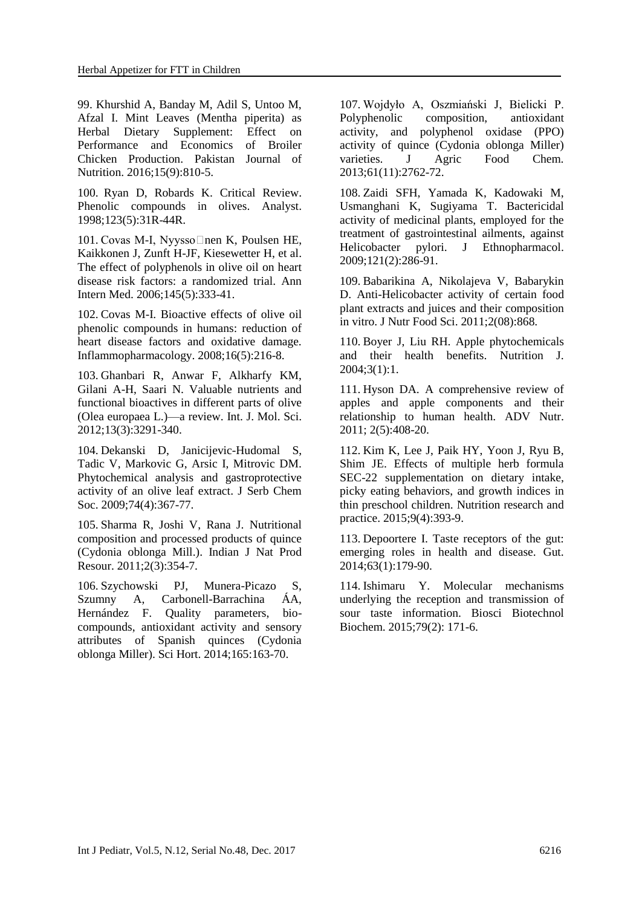99. Khurshid A, Banday M, Adil S, Untoo M, Afzal I. Mint Leaves (Mentha piperita) as Herbal Dietary Supplement: Effect on Performance and Economics of Broiler Chicken Production. Pakistan Journal of Nutrition. 2016;15(9):810-5.

100. Ryan D, Robards K. Critical Review. Phenolic compounds in olives. Analyst. 1998;123(5):31R-44R.

101. Covas M-I, Nyysso□nen K, Poulsen HE, Kaikkonen J, Zunft H-JF, Kiesewetter H, et al. The effect of polyphenols in olive oil on heart disease risk factors: a randomized trial. Ann Intern Med. 2006;145(5):333-41.

102. Covas M-I. Bioactive effects of olive oil phenolic compounds in humans: reduction of heart disease factors and oxidative damage. Inflammopharmacology. 2008;16(5):216-8.

103. Ghanbari R, Anwar F, Alkharfy KM, Gilani A-H, Saari N. Valuable nutrients and functional bioactives in different parts of olive (Olea europaea L.)—a review. Int. J. Mol. Sci. 2012;13(3):3291-340.

104. Dekanski D, Janicijevic-Hudomal S, Tadic V, Markovic G, Arsic I, Mitrovic DM. Phytochemical analysis and gastroprotective activity of an olive leaf extract. J Serb Chem Soc. 2009;74(4):367-77.

105. Sharma R, Joshi V, Rana J. Nutritional composition and processed products of quince (Cydonia oblonga Mill.). Indian J Nat Prod Resour. 2011;2(3):354-7.

106. Szychowski PJ, Munera-Picazo S, Szumny A, Carbonell-Barrachina ÁA, Hernández F. Quality parameters, bio-compounds, antioxidant activity and sensory attributes of Spanish quinces (Cydonia oblonga Miller). Sci Hort. 2014;165:163-70.

107. Wojdyło A, Oszmiański J, Bielicki P. Polyphenolic composition, antioxidant activity, and polyphenol oxidase (PPO) activity of quince (Cydonia oblonga Miller) varieties. J Agric Food Chem. 2013;61(11):2762-72.

108. Zaidi SFH, Yamada K, Kadowaki M, Usmanghani K, Sugiyama T. Bactericidal activity of medicinal plants, employed for the treatment of gastrointestinal ailments, against Helicobacter pylori. J Ethnopharmacol. 2009;121(2):286-91.

109. Babarikina A, Nikolajeva V, Babarykin D. Anti-Helicobacter activity of certain food plant extracts and juices and their composition in vitro. J Nutr Food Sci. 2011;2(08):868.

110. Boyer J, Liu RH. Apple phytochemicals and their health benefits. Nutrition J. 2004;3(1):1.

111. Hyson DA. A comprehensive review of apples and apple components and their relationship to human health. ADV Nutr. 2011; 2(5):408-20.

112. Kim K, Lee J, Paik HY, Yoon J, Ryu B, Shim JE. Effects of multiple herb formula SEC-22 supplementation on dietary intake, picky eating behaviors, and growth indices in thin preschool children. Nutrition research and practice. 2015;9(4):393-9.

113. Depoortere I. Taste receptors of the gut: emerging roles in health and disease. Gut. 2014;63(1):179-90.

114. Ishimaru Y. Molecular mechanisms underlying the reception and transmission of sour taste information. Biosci Biotechnol Biochem. 2015;79(2): 171-6.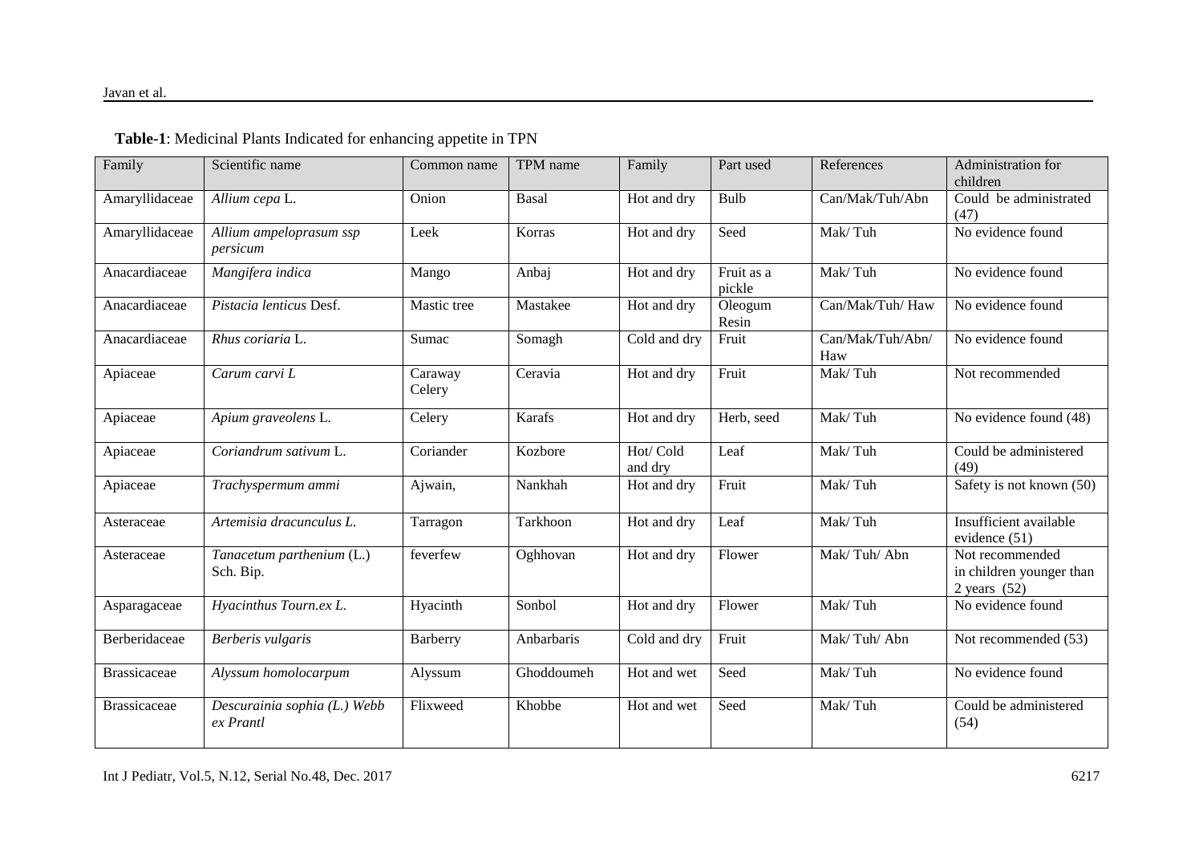**Table-1**: Medicinal Plants Indicated for enhancing appetite in TPN

| Family | Scientific name | Common name | TPM name | Family | Part used | References | Administration for children |
|---|---|---|---|---|---|---|---|
| Amaryllidaceae | *Allium cepa* L. | Onion | Basal | Hot and dry | Bulb | Can/Mak/Tuh/Abn | Could be administrated (47) |
| Amaryllidaceae | *Allium ampeloprasum ssp persicum* | Leek | Korras | Hot and dry | Seed | Mak/ Tuh | No evidence found |
| Anacardiaceae | *Mangifera indica* | Mango | Anbaj | Hot and dry | Fruit as a pickle | Mak/ Tuh | No evidence found |
| Anacardiaceae | *Pistacia lenticus* Desf. | Mastic tree | Mastakee | Hot and dry | Oleogum Resin | Can/Mak/Tuh/ Haw | No evidence found |
| Anacardiaceae | *Rhus coriaria* L. | Sumac | Somagh | Cold and dry | Fruit | Can/Mak/Tuh/Abn/ Haw | No evidence found |
| Apiaceae | *Carum carvi L* | Caraway Celery | Ceravia | Hot and dry | Fruit | Mak/ Tuh | Not recommended |
| Apiaceae | *Apium graveolens* L. | Celery | Karafs | Hot and dry | Herb, seed | Mak/ Tuh | No evidence found (48) |
| Apiaceae | *Coriandrum sativum* L. | Coriander | Kozbore | Hot/ Cold and dry | Leaf | Mak/ Tuh | Could be administered (49) |
| Apiaceae | *Trachyspermum ammi* | Ajwain, | Nankhah | Hot and dry | Fruit | Mak/ Tuh | Safety is not known (50) |
| Asteraceae | *Artemisia dracunculus L.* | Tarragon | Tarkhoon | Hot and dry | Leaf | Mak/ Tuh | Insufficient available evidence (51) |
| Asteraceae | *Tanacetum parthenium* (L.) Sch. Bip. | feverfew | Oghhovan | Hot and dry | Flower | Mak/ Tuh/ Abn | Not recommended in children younger than 2 years (52) |
| Asparagaceae | *Hyacinthus Tourn.ex L.* | Hyacinth | Sonbol | Hot and dry | Flower | Mak/ Tuh | No evidence found |
| Berberidaceae | *Berberis vulgaris* | Barberry | Anbarbaris | Cold and dry | Fruit | Mak/ Tuh/ Abn | Not recommended (53) |
| Brassicaceae | *Alyssum homolocarpum* | Alyssum | Ghoddoumeh | Hot and wet | Seed | Mak/ Tuh | No evidence found |
| Brassicaceae | *Descurainia sophia (L.) Webb ex Prantl* | Flixweed | Khobbe | Hot and wet | Seed | Mak/ Tuh | Could be administered (54) |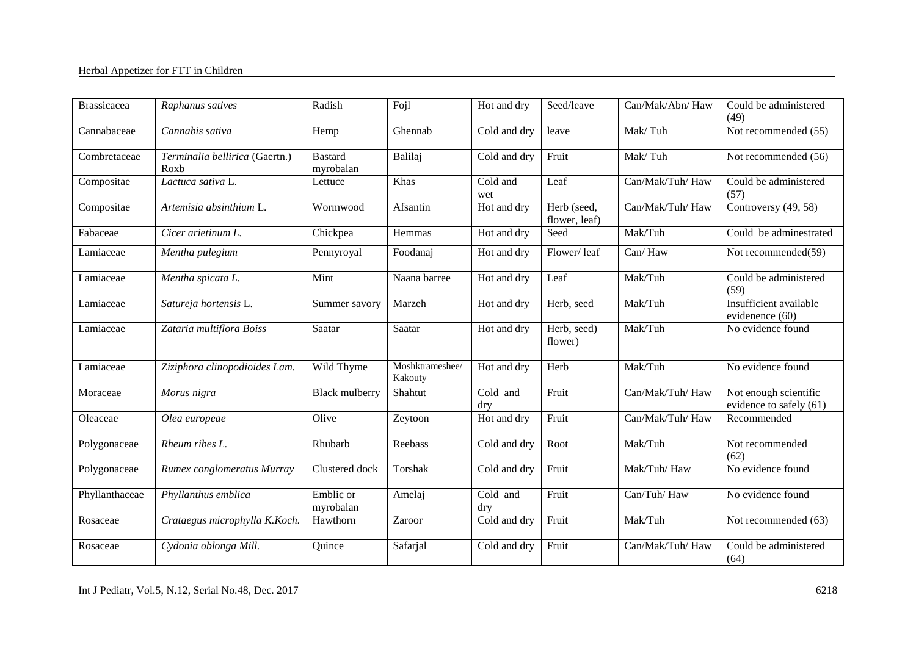| Brassicacea | *Raphanus satives* | Radish | Fojl | Hot and dry | Seed/leave | Can/Mak/Abn/ Haw | Could be administered (49) |
|---|---|---|---|---|---|---|---|
| Cannabaceae | *Cannabis sativa* | Hemp | Ghennab | Cold and dry | leave | Mak/ Tuh | Not recommended (55) |
| Combretaceae | *Terminalia bellirica* (Gaertn.) Roxb | Bastard myrobalan | Balilaj | Cold and dry | Fruit | Mak/ Tuh | Not recommended (56) |
| Compositae | *Lactuca sativa* L. | Lettuce | Khas | Cold and wet | Leaf | Can/Mak/Tuh/ Haw | Could be administered (57) |
| Compositae | *Artemisia absinthium* L. | Wormwood | Afsantin | Hot and dry | Herb (seed, flower, leaf) | Can/Mak/Tuh/ Haw | Controversy (49, 58) |
| Fabaceae | *Cicer arietinum L.* | Chickpea | Hemmas | Hot and dry | Seed | Mak/Tuh | Could be adminestrated |
| Lamiaceae | *Mentha pulegium* | Pennyroyal | Foodanaj | Hot and dry | Flower/ leaf | Can/ Haw | Not recommended(59) |
| Lamiaceae | *Mentha spicata L.* | Mint | Naana barree | Hot and dry | Leaf | Mak/Tuh | Could be administered (59) |
| Lamiaceae | *Satureja hortensis* L. | Summer savory | Marzeh | Hot and dry | Herb, seed | Mak/Tuh | Insufficient available evidenence (60) |
| Lamiaceae | *Zataria multiflora Boiss* | Saatar | Saatar | Hot and dry | Herb, seed) flower) | Mak/Tuh | No evidence found |
| Lamiaceae | *Ziziphora clinopodioides Lam.* | Wild Thyme | Moshktrameshee/ Kakouty | Hot and dry | Herb | Mak/Tuh | No evidence found |
| Moraceae | *Morus nigra* | Black mulberry | Shahtut | Cold and dry | Fruit | Can/Mak/Tuh/ Haw | Not enough scientific evidence to safely (61) |
| Oleaceae | *Olea europeae* | Olive | Zeytoon | Hot and dry | Fruit | Can/Mak/Tuh/ Haw | Recommended |
| Polygonaceae | *Rheum ribes L.* | Rhubarb | Reebass | Cold and dry | Root | Mak/Tuh | Not recommended (62) |
| Polygonaceae | *Rumex conglomeratus Murray* | Clustered dock | Torshak | Cold and dry | Fruit | Mak/Tuh/ Haw | No evidence found |
| Phyllanthaceae | *Phyllanthus emblica* | Emblic or myrobalan | Amelaj | Cold and dry | Fruit | Can/Tuh/ Haw | No evidence found |
| Rosaceae | *Crataegus microphylla K.Koch.* | Hawthorn | Zaroor | Cold and dry | Fruit | Mak/Tuh | Not recommended (63) |
| Rosaceae | *Cydonia oblonga Mill.* | Quince | Safarjal | Cold and dry | Fruit | Can/Mak/Tuh/ Haw | Could be administered (64) |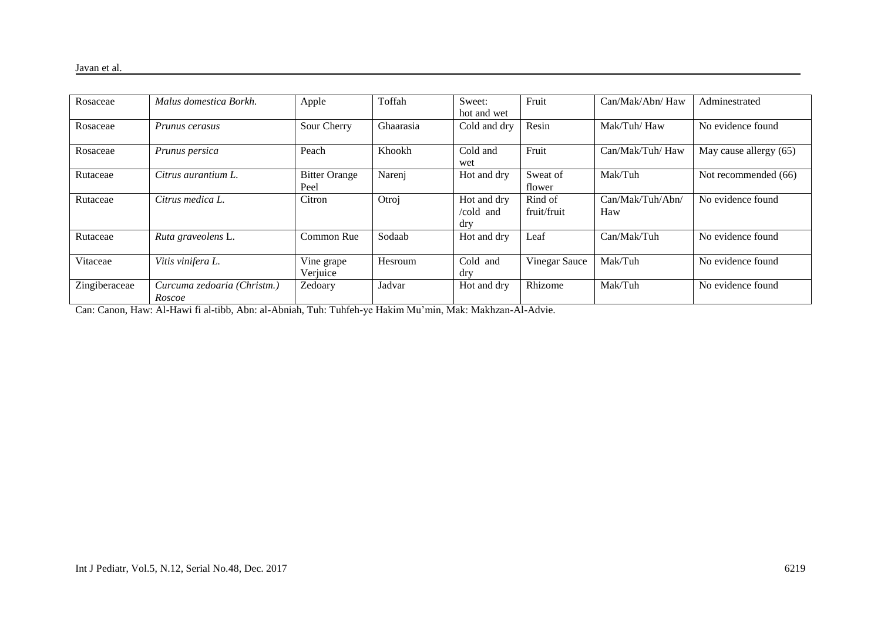| Rosaceae | *Malus domestica Borkh.* | Apple | Toffah | Sweet: hot and wet | Fruit | Can/Mak/Abn/ Haw | Adminestrated |
|---|---|---|---|---|---|---|---|
| Rosaceae | *Prunus cerasus* | Sour Cherry | Ghaarasia | Cold and dry | Resin | Mak/Tuh/ Haw | No evidence found |
| Rosaceae | *Prunus persica* | Peach | Khookh | Cold and wet | Fruit | Can/Mak/Tuh/ Haw | May cause allergy (65) |
| Rutaceae | *Citrus aurantium L.* | Bitter Orange Peel | Narenj | Hot and dry | Sweat of flower | Mak/Tuh | Not recommended (66) |
| Rutaceae | *Citrus medica L.* | Citron | Otroj | Hot and dry /cold and dry | Rind of fruit/fruit | Can/Mak/Tuh/Abn/ Haw | No evidence found |
| Rutaceae | *Ruta graveolens* L. | Common Rue | Sodaab | Hot and dry | Leaf | Can/Mak/Tuh | No evidence found |
| Vitaceae | *Vitis vinifera L.* | Vine grape Verjuice | Hesroum | Cold and dry | Vinegar Sauce | Mak/Tuh | No evidence found |
| Zingiberaceae | *Curcuma zedoaria (Christm.) Roscoe* | Zedoary | Jadvar | Hot and dry | Rhizome | Mak/Tuh | No evidence found |

Can: Canon, Haw: Al-Hawi fi al-tibb, Abn: al-Abniah, Tuh: Tuhfeh-ye Hakim Mu'min, Mak: Makhzan-Al-Advie.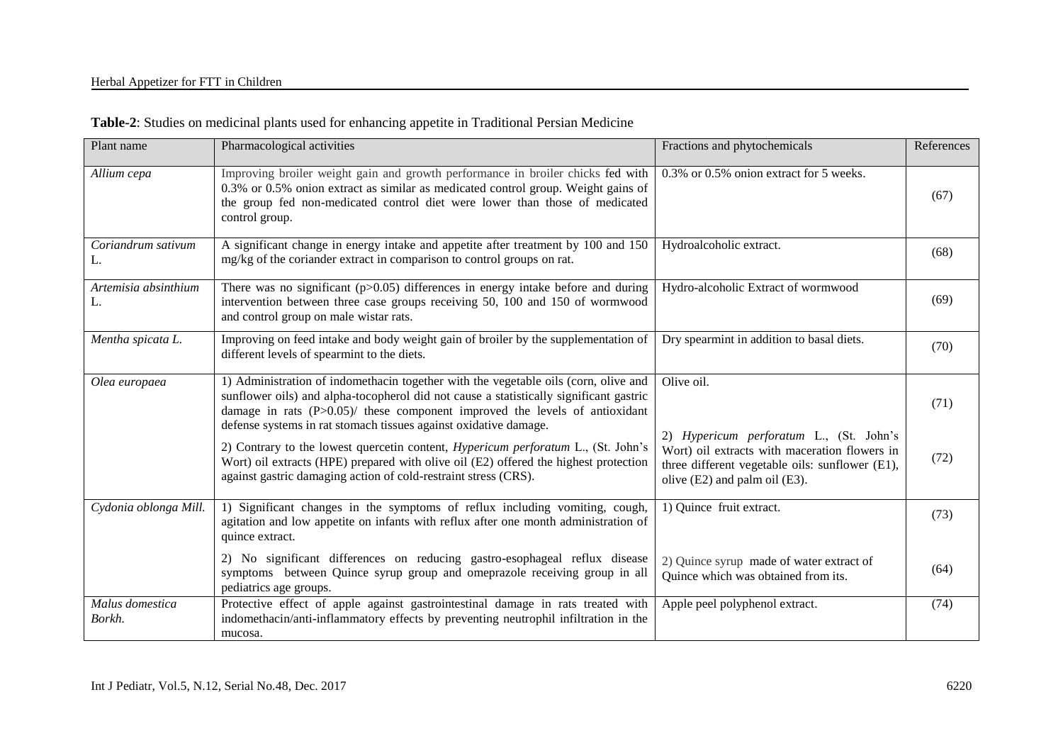**Table-2**: Studies on medicinal plants used for enhancing appetite in Traditional Persian Medicine

| Plant name | Pharmacological activities | Fractions and phytochemicals | References |
| --- | --- | --- | --- |
| *Allium cepa* | Improving broiler weight gain and growth performance in broiler chicks fed with 0.3% or 0.5% onion extract as similar as medicated control group. Weight gains of the group fed non-medicated control diet were lower than those of medicated control group. | 0.3% or 0.5% onion extract for 5 weeks. | (67) |
| *Coriandrum sativum* L. | A significant change in energy intake and appetite after treatment by 100 and 150 mg/kg of the coriander extract in comparison to control groups on rat. | Hydroalcoholic extract. | (68) |
| *Artemisia absinthium* L. | There was no significant ($p>0.05$) differences in energy intake before and during intervention between three case groups receiving 50, 100 and 150 of wormwood and control group on male wistar rats. | Hydro-alcoholic Extract of wormwood | (69) |
| *Mentha spicata L.* | Improving on feed intake and body weight gain of broiler by the supplementation of different levels of spearmint to the diets. | Dry spearmint in addition to basal diets. | (70) |
| *Olea europaea* | 1) Administration of indomethacin together with the vegetable oils (corn, olive and sunflower oils) and alpha-tocopherol did not cause a statistically significant gastric damage in rats ($P>0.05$)/ these component improved the levels of antioxidant defense systems in rat stomach tissues against oxidative damage. | Olive oil. | (71) |
| | 2) Contrary to the lowest quercetin content, *Hypericum perforatum* L., (St. John's Wort) oil extracts (HPE) prepared with olive oil (E2) offered the highest protection against gastric damaging action of cold-restraint stress (CRS). | 2) *Hypericum perforatum* L., (St. John's Wort) oil extracts with maceration flowers in three different vegetable oils: sunflower (E1), olive (E2) and palm oil (E3). | (72) |
| *Cydonia oblonga Mill.* | 1) Significant changes in the symptoms of reflux including vomiting, cough, agitation and low appetite on infants with reflux after one month administration of quince extract. | 1) Quince fruit extract. | (73) |
| | 2) No significant differences on reducing gastro-esophageal reflux disease symptoms between Quince syrup group and omeprazole receiving group in all pediatrics age groups. | 2) Quince syrup made of water extract of Quince which was obtained from its. | (64) |
| *Malus domestica Borkh.* | Protective effect of apple against gastrointestinal damage in rats treated with indomethacin/anti-inflammatory effects by preventing neutrophil infiltration in the mucosa. | Apple peel polyphenol extract. | (74) |